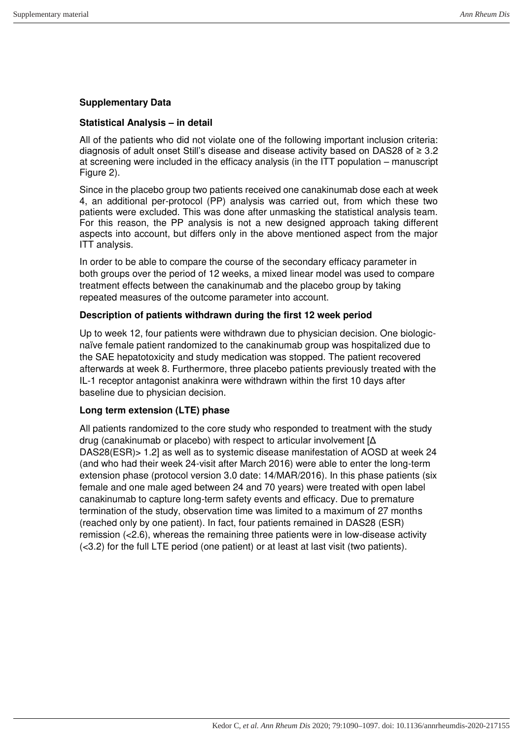## Supplementary Data

### Statistical Analysis – in detail

All of the patients who did not violate one of the following important inclusion criteria: diagnosis of adult onset Still's disease and disease activity based on DAS28 of ≥ 3.2 at screening were included in the efficacy analysis (in the ITT population – manuscript Figure 2).

Since in the placebo group two patients received one canakinumab dose each at week 4, an additional per-protocol (PP) analysis was carried out, from which these two patients were excluded. This was done after unmasking the statistical analysis team. For this reason, the PP analysis is not a new designed approach taking different aspects into account, but differs only in the above mentioned aspect from the major ITT analysis.

In order to be able to compare the course of the secondary efficacy parameter in both groups over the period of 12 weeks, a mixed linear model was used to compare treatment effects between the canakinumab and the placebo group by taking repeated measures of the outcome parameter into account.

### Description of patients withdrawn during the first 12 week period

Up to week 12, four patients were withdrawn due to physician decision. One biologic-naïve female patient randomized to the canakinumab group was hospitalized due to the SAE hepatotoxicity and study medication was stopped. The patient recovered afterwards at week 8. Furthermore, three placebo patients previously treated with the IL-1 receptor antagonist anakinra were withdrawn within the first 10 days after baseline due to physician decision.

### Long term extension (LTE) phase

All patients randomized to the core study who responded to treatment with the study drug (canakinumab or placebo) with respect to articular involvement [Δ DAS28(ESR)> 1.2] as well as to systemic disease manifestation of AOSD at week 24 (and who had their week 24-visit after March 2016) were able to enter the long-term extension phase (protocol version 3.0 date: 14/MAR/2016). In this phase patients (six female and one male aged between 24 and 70 years) were treated with open label canakinumab to capture long-term safety events and efficacy. Due to premature termination of the study, observation time was limited to a maximum of 27 months (reached only by one patient). In fact, four patients remained in DAS28 (ESR) remission (<2.6), whereas the remaining three patients were in low-disease activity (<3.2) for the full LTE period (one patient) or at least at last visit (two patients).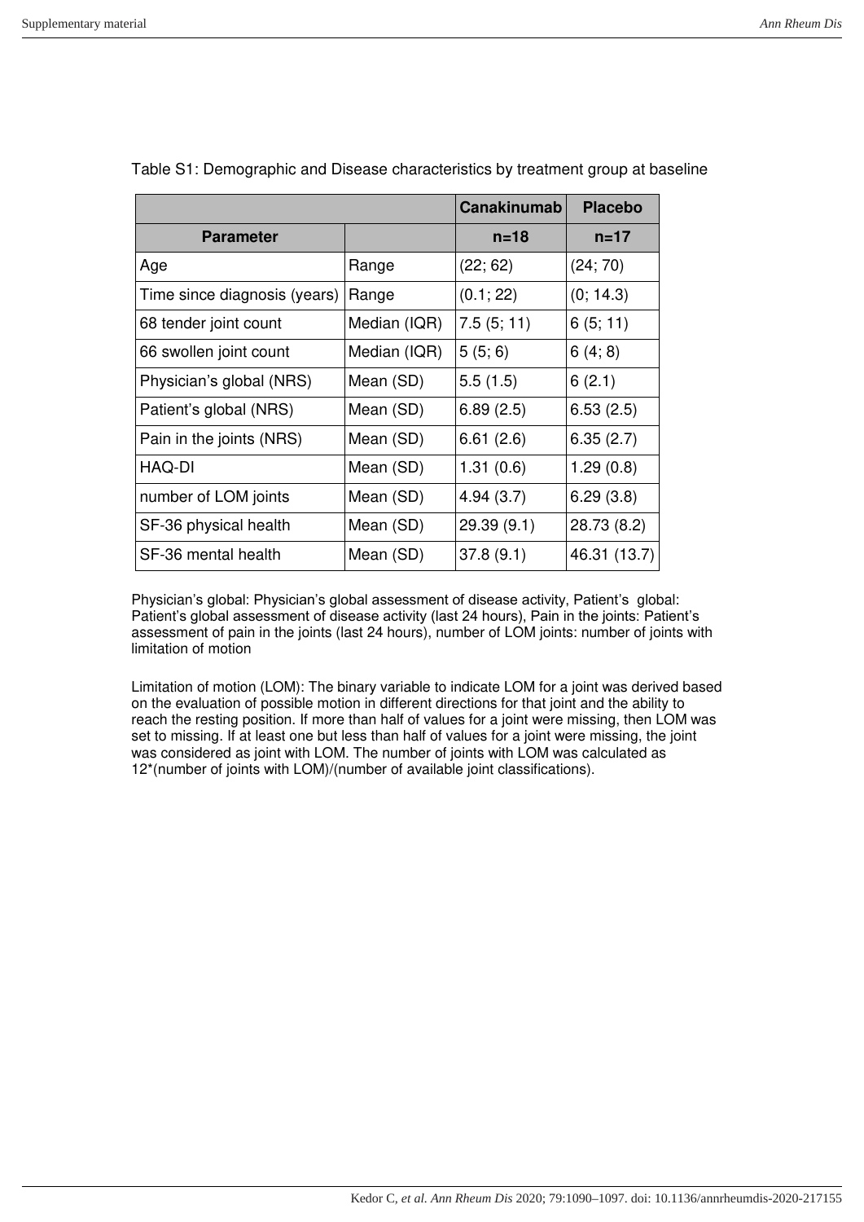Table S1: Demographic and Disease characteristics by treatment group at baseline

| | | Canakinumab | Placebo |
|---|---|---|---|
| **Parameter** | | **n=18** | **n=17** |
| Age | Range | (22; 62) | (24; 70) |
| Time since diagnosis (years) | Range | (0.1; 22) | (0; 14.3) |
| 68 tender joint count | Median (IQR) | 7.5 (5; 11) | 6 (5; 11) |
| 66 swollen joint count | Median (IQR) | 5 (5; 6) | 6 (4; 8) |
| Physician's global (NRS) | Mean (SD) | 5.5 (1.5) | 6 (2.1) |
| Patient's global (NRS) | Mean (SD) | 6.89 (2.5) | 6.53 (2.5) |
| Pain in the joints (NRS) | Mean (SD) | 6.61 (2.6) | 6.35 (2.7) |
| HAQ-DI | Mean (SD) | 1.31 (0.6) | 1.29 (0.8) |
| number of LOM joints | Mean (SD) | 4.94 (3.7) | 6.29 (3.8) |
| SF-36 physical health | Mean (SD) | 29.39 (9.1) | 28.73 (8.2) |
| SF-36 mental health | Mean (SD) | 37.8 (9.1) | 46.31 (13.7) |

Physician's global: Physician's global assessment of disease activity, Patient's global: Patient's global assessment of disease activity (last 24 hours), Pain in the joints: Patient's assessment of pain in the joints (last 24 hours), number of LOM joints: number of joints with limitation of motion

Limitation of motion (LOM): The binary variable to indicate LOM for a joint was derived based on the evaluation of possible motion in different directions for that joint and the ability to reach the resting position. If more than half of values for a joint were missing, then LOM was set to missing. If at least one but less than half of values for a joint were missing, the joint was considered as joint with LOM. The number of joints with LOM was calculated as 12*(number of joints with LOM)/(number of available joint classifications).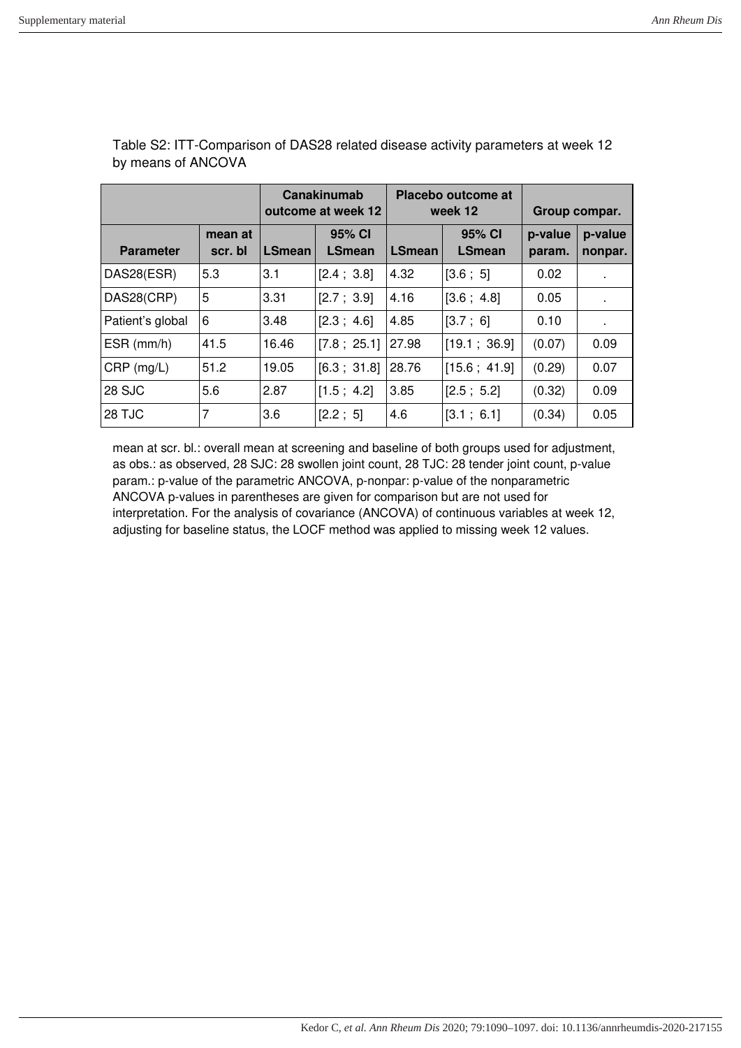Table S2: ITT-Comparison of DAS28 related disease activity parameters at week 12 by means of ANCOVA

| | | Canakinumab outcome at week 12 | | Placebo outcome at week 12 | | Group compar. | |
|---|---|---|---|---|---|---|---|
| **Parameter** | **mean at scr. bl** | **LSmean** | **95% CI LSmean** | **LSmean** | **95% CI LSmean** | **p-value param.** | **p-value nonpar.** |
| DAS28(ESR) | 5.3 | 3.1 | [2.4 ; 3.8] | 4.32 | [3.6 ; 5] | 0.02 | . |
| DAS28(CRP) | 5 | 3.31 | [2.7 ; 3.9] | 4.16 | [3.6 ; 4.8] | 0.05 | . |
| Patient's global | 6 | 3.48 | [2.3 ; 4.6] | 4.85 | [3.7 ; 6] | 0.10 | . |
| ESR (mm/h) | 41.5 | 16.46 | [7.8 ; 25.1] | 27.98 | [19.1 ; 36.9] | (0.07) | 0.09 |
| CRP (mg/L) | 51.2 | 19.05 | [6.3 ; 31.8] | 28.76 | [15.6 ; 41.9] | (0.29) | 0.07 |
| 28 SJC | 5.6 | 2.87 | [1.5 ; 4.2] | 3.85 | [2.5 ; 5.2] | (0.32) | 0.09 |
| 28 TJC | 7 | 3.6 | [2.2 ; 5] | 4.6 | [3.1 ; 6.1] | (0.34) | 0.05 |

mean at scr. bl.: overall mean at screening and baseline of both groups used for adjustment, as obs.: as observed, 28 SJC: 28 swollen joint count, 28 TJC: 28 tender joint count, p-value param.: p-value of the parametric ANCOVA, p-nonpar: p-value of the nonparametric ANCOVA p-values in parentheses are given for comparison but are not used for interpretation. For the analysis of covariance (ANCOVA) of continuous variables at week 12, adjusting for baseline status, the LOCF method was applied to missing week 12 values.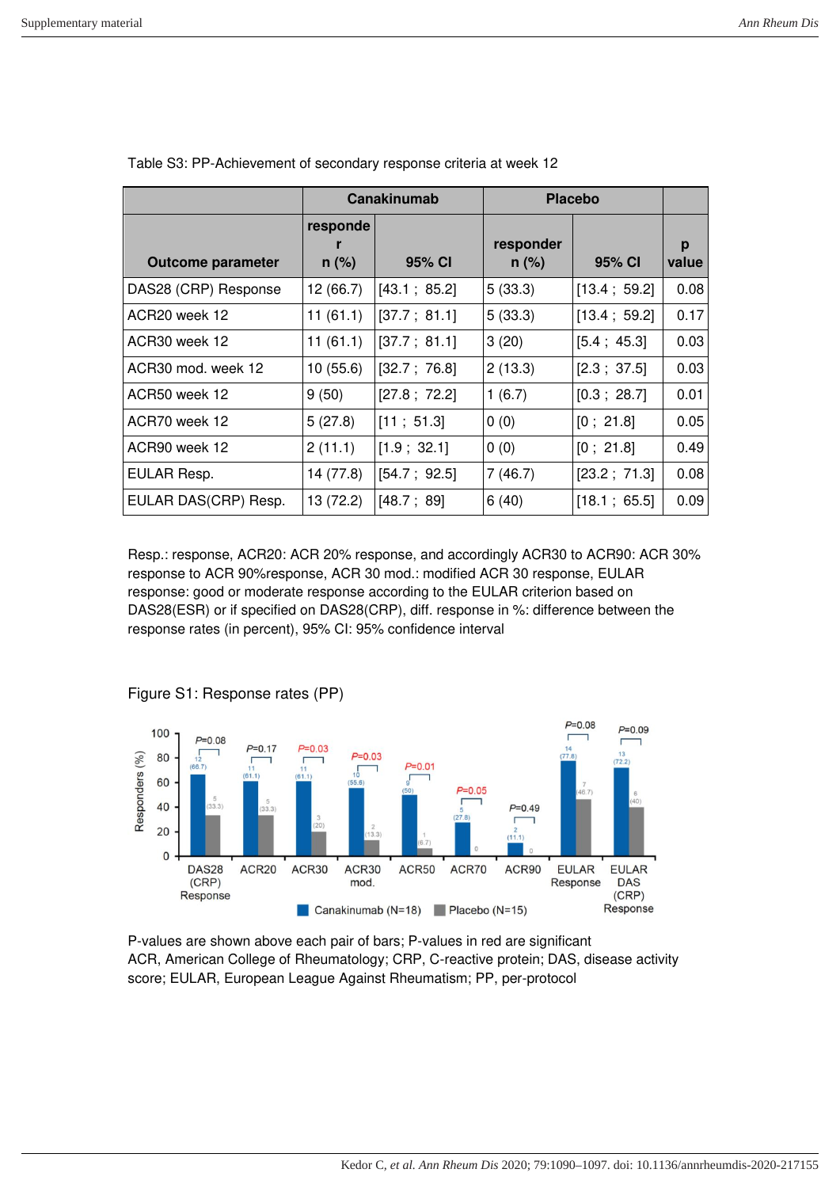Table S3: PP-Achievement of secondary response criteria at week 12

| | Canakinumab | | Placebo | | |
|---|---|---|---|---|---|
| Outcome parameter | responder n (%) | 95% CI | responder n (%) | 95% CI | p value |
| DAS28 (CRP) Response | 12 (66.7) | [43.1 ; 85.2] | 5 (33.3) | [13.4 ; 59.2] | 0.08 |
| ACR20 week 12 | 11 (61.1) | [37.7 ; 81.1] | 5 (33.3) | [13.4 ; 59.2] | 0.17 |
| ACR30 week 12 | 11 (61.1) | [37.7 ; 81.1] | 3 (20) | [5.4 ; 45.3] | 0.03 |
| ACR30 mod. week 12 | 10 (55.6) | [32.7 ; 76.8] | 2 (13.3) | [2.3 ; 37.5] | 0.03 |
| ACR50 week 12 | 9 (50) | [27.8 ; 72.2] | 1 (6.7) | [0.3 ; 28.7] | 0.01 |
| ACR70 week 12 | 5 (27.8) | [11 ; 51.3] | 0 (0) | [0 ; 21.8] | 0.05 |
| ACR90 week 12 | 2 (11.1) | [1.9 ; 32.1] | 0 (0) | [0 ; 21.8] | 0.49 |
| EULAR Resp. | 14 (77.8) | [54.7 ; 92.5] | 7 (46.7) | [23.2 ; 71.3] | 0.08 |
| EULAR DAS(CRP) Resp. | 13 (72.2) | [48.7 ; 89] | 6 (40) | [18.1 ; 65.5] | 0.09 |

Resp.: response, ACR20: ACR 20% response, and accordingly ACR30 to ACR90: ACR 30% response to ACR 90%response, ACR 30 mod.: modified ACR 30 response, EULAR response: good or moderate response according to the EULAR criterion based on DAS28(ESR) or if specified on DAS28(CRP), diff. response in %: difference between the response rates (in percent), 95% CI: 95% confidence interval

Figure S1: Response rates (PP)

P-values are shown above each pair of bars; P-values in red are significant
ACR, American College of Rheumatology; CRP, C-reactive protein; DAS, disease activity score; EULAR, European League Against Rheumatism; PP, per-protocol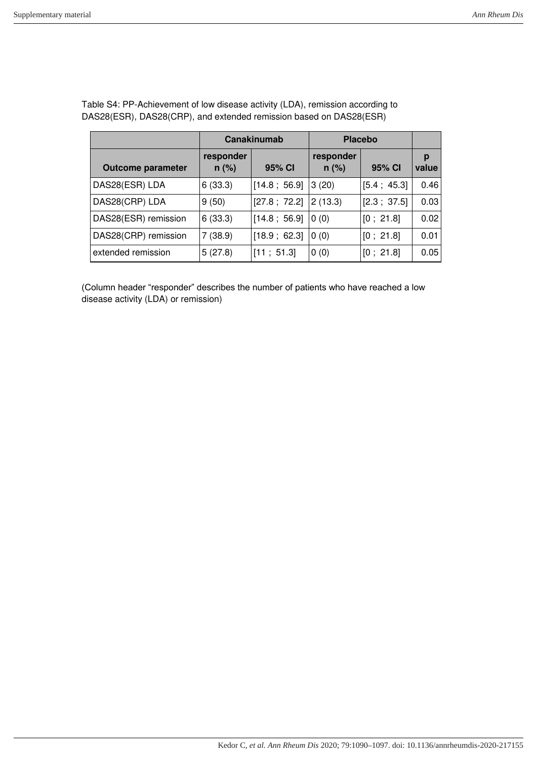Table S4: PP-Achievement of low disease activity (LDA), remission according to DAS28(ESR), DAS28(CRP), and extended remission based on DAS28(ESR)

| | Canakinumab | | Placebo | | |
|---|---|---|---|---|---|
| **Outcome parameter** | **responder n (%)** | **95% CI** | **responder n (%)** | **95% CI** | **p value** |
| DAS28(ESR) LDA | 6 (33.3) | [14.8 ; 56.9] | 3 (20) | [5.4 ; 45.3] | 0.46 |
| DAS28(CRP) LDA | 9 (50) | [27.8 ; 72.2] | 2 (13.3) | [2.3 ; 37.5] | 0.03 |
| DAS28(ESR) remission | 6 (33.3) | [14.8 ; 56.9] | 0 (0) | [0 ; 21.8] | 0.02 |
| DAS28(CRP) remission | 7 (38.9) | [18.9 ; 62.3] | 0 (0) | [0 ; 21.8] | 0.01 |
| extended remission | 5 (27.8) | [11 ; 51.3] | 0 (0) | [0 ; 21.8] | 0.05 |

(Column header “responder” describes the number of patients who have reached a low disease activity (LDA) or remission)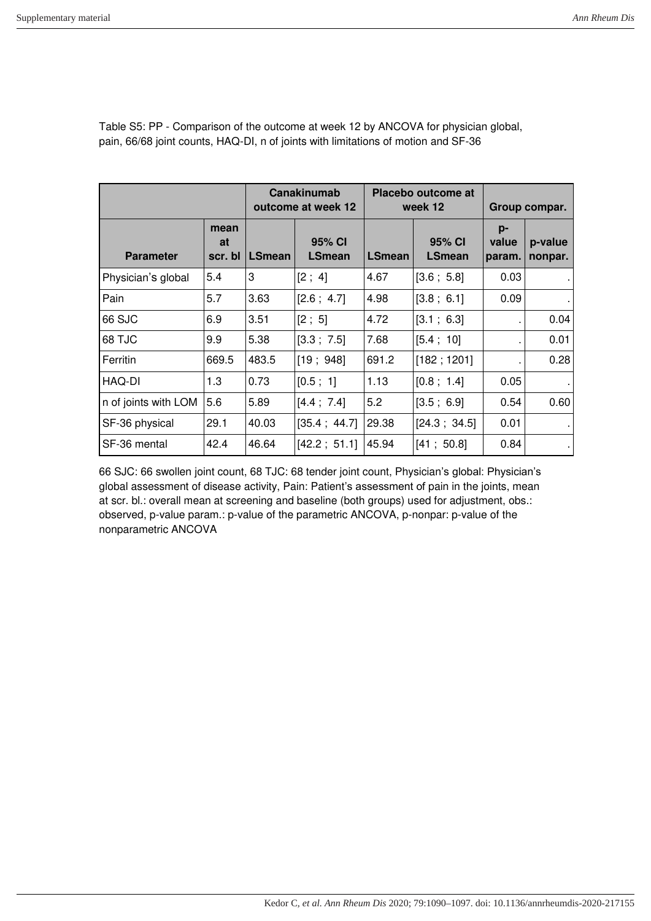Table S5: PP - Comparison of the outcome at week 12 by ANCOVA for physician global, pain, 66/68 joint counts, HAQ-DI, n of joints with limitations of motion and SF-36

| | | Canakinumab outcome at week 12 | | Placebo outcome at week 12 | | Group compar. | |
|---|---|---|---|---|---|---|---|
| **Parameter** | **mean at scr. bl** | **LSmean** | **95% CI LSmean** | **LSmean** | **95% CI LSmean** | **p-value param.** | **p-value nonpar.** |
| Physician's global | 5.4 | 3 | [2 ; 4] | 4.67 | [3.6 ; 5.8] | 0.03 | . |
| Pain | 5.7 | 3.63 | [2.6 ; 4.7] | 4.98 | [3.8 ; 6.1] | 0.09 | . |
| 66 SJC | 6.9 | 3.51 | [2 ; 5] | 4.72 | [3.1 ; 6.3] | . | 0.04 |
| 68 TJC | 9.9 | 5.38 | [3.3 ; 7.5] | 7.68 | [5.4 ; 10] | . | 0.01 |
| Ferritin | 669.5 | 483.5 | [19 ; 948] | 691.2 | [182 ; 1201] | . | 0.28 |
| HAQ-DI | 1.3 | 0.73 | [0.5 ; 1] | 1.13 | [0.8 ; 1.4] | 0.05 | . |
| n of joints with LOM | 5.6 | 5.89 | [4.4 ; 7.4] | 5.2 | [3.5 ; 6.9] | 0.54 | 0.60 |
| SF-36 physical | 29.1 | 40.03 | [35.4 ; 44.7] | 29.38 | [24.3 ; 34.5] | 0.01 | . |
| SF-36 mental | 42.4 | 46.64 | [42.2 ; 51.1] | 45.94 | [41 ; 50.8] | 0.84 | . |

66 SJC: 66 swollen joint count, 68 TJC: 68 tender joint count, Physician's global: Physician's global assessment of disease activity, Pain: Patient's assessment of pain in the joints, mean at scr. bl.: overall mean at screening and baseline (both groups) used for adjustment, obs.: observed, p-value param.: p-value of the parametric ANCOVA, p-nonpar: p-value of the nonparametric ANCOVA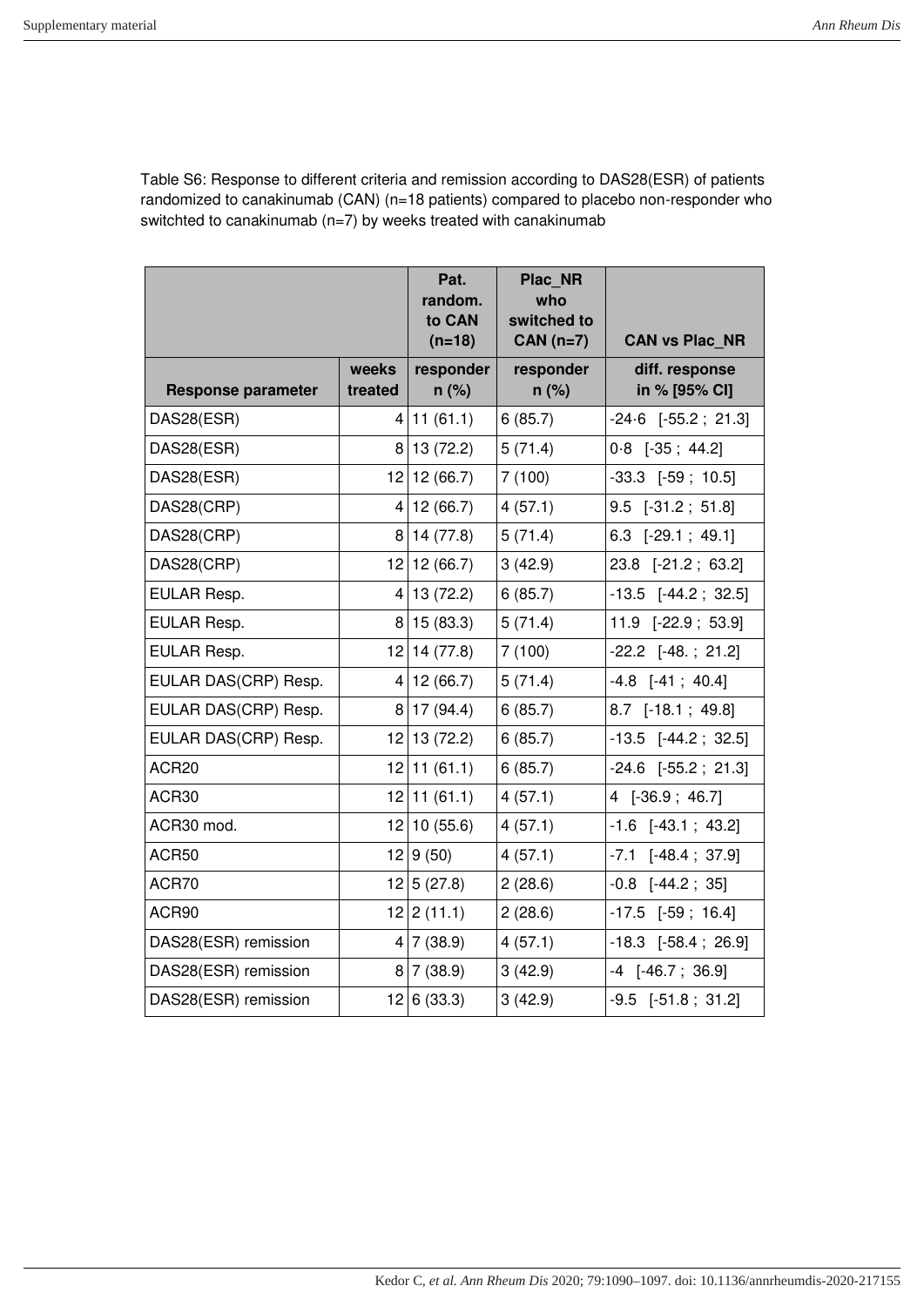Table S6: Response to different criteria and remission according to DAS28(ESR) of patients randomized to canakinumab (CAN) (n=18 patients) compared to placebo non-responder who switchted to canakinumab (n=7) by weeks treated with canakinumab

| | | Pat. random. to CAN (n=18) | Plac_NR who switched to CAN (n=7) | CAN vs Plac_NR |
|---|---|---|---|---|
| **Response parameter** | **weeks treated** | **responder n (%)** | **responder n (%)** | **diff. response in % [95% CI]** |
| DAS28(ESR) | 4 | 11 (61.1) | 6 (85.7) | -24·6 [-55.2 ; 21.3] |
| DAS28(ESR) | 8 | 13 (72.2) | 5 (71.4) | 0·8 [-35 ; 44.2] |
| DAS28(ESR) | 12 | 12 (66.7) | 7 (100) | -33.3 [-59 ; 10.5] |
| DAS28(CRP) | 4 | 12 (66.7) | 4 (57.1) | 9.5 [-31.2 ; 51.8] |
| DAS28(CRP) | 8 | 14 (77.8) | 5 (71.4) | 6.3 [-29.1 ; 49.1] |
| DAS28(CRP) | 12 | 12 (66.7) | 3 (42.9) | 23.8 [-21.2 ; 63.2] |
| EULAR Resp. | 4 | 13 (72.2) | 6 (85.7) | -13.5 [-44.2 ; 32.5] |
| EULAR Resp. | 8 | 15 (83.3) | 5 (71.4) | 11.9 [-22.9 ; 53.9] |
| EULAR Resp. | 12 | 14 (77.8) | 7 (100) | -22.2 [-48. ; 21.2] |
| EULAR DAS(CRP) Resp. | 4 | 12 (66.7) | 5 (71.4) | -4.8 [-41 ; 40.4] |
| EULAR DAS(CRP) Resp. | 8 | 17 (94.4) | 6 (85.7) | 8.7 [-18.1 ; 49.8] |
| EULAR DAS(CRP) Resp. | 12 | 13 (72.2) | 6 (85.7) | -13.5 [-44.2 ; 32.5] |
| ACR20 | 12 | 11 (61.1) | 6 (85.7) | -24.6 [-55.2 ; 21.3] |
| ACR30 | 12 | 11 (61.1) | 4 (57.1) | 4 [-36.9 ; 46.7] |
| ACR30 mod. | 12 | 10 (55.6) | 4 (57.1) | -1.6 [-43.1 ; 43.2] |
| ACR50 | 12 | 9 (50) | 4 (57.1) | -7.1 [-48.4 ; 37.9] |
| ACR70 | 12 | 5 (27.8) | 2 (28.6) | -0.8 [-44.2 ; 35] |
| ACR90 | 12 | 2 (11.1) | 2 (28.6) | -17.5 [-59 ; 16.4] |
| DAS28(ESR) remission | 4 | 7 (38.9) | 4 (57.1) | -18.3 [-58.4 ; 26.9] |
| DAS28(ESR) remission | 8 | 7 (38.9) | 3 (42.9) | -4 [-46.7 ; 36.9] |
| DAS28(ESR) remission | 12 | 6 (33.3) | 3 (42.9) | -9.5 [-51.8 ; 31.2] |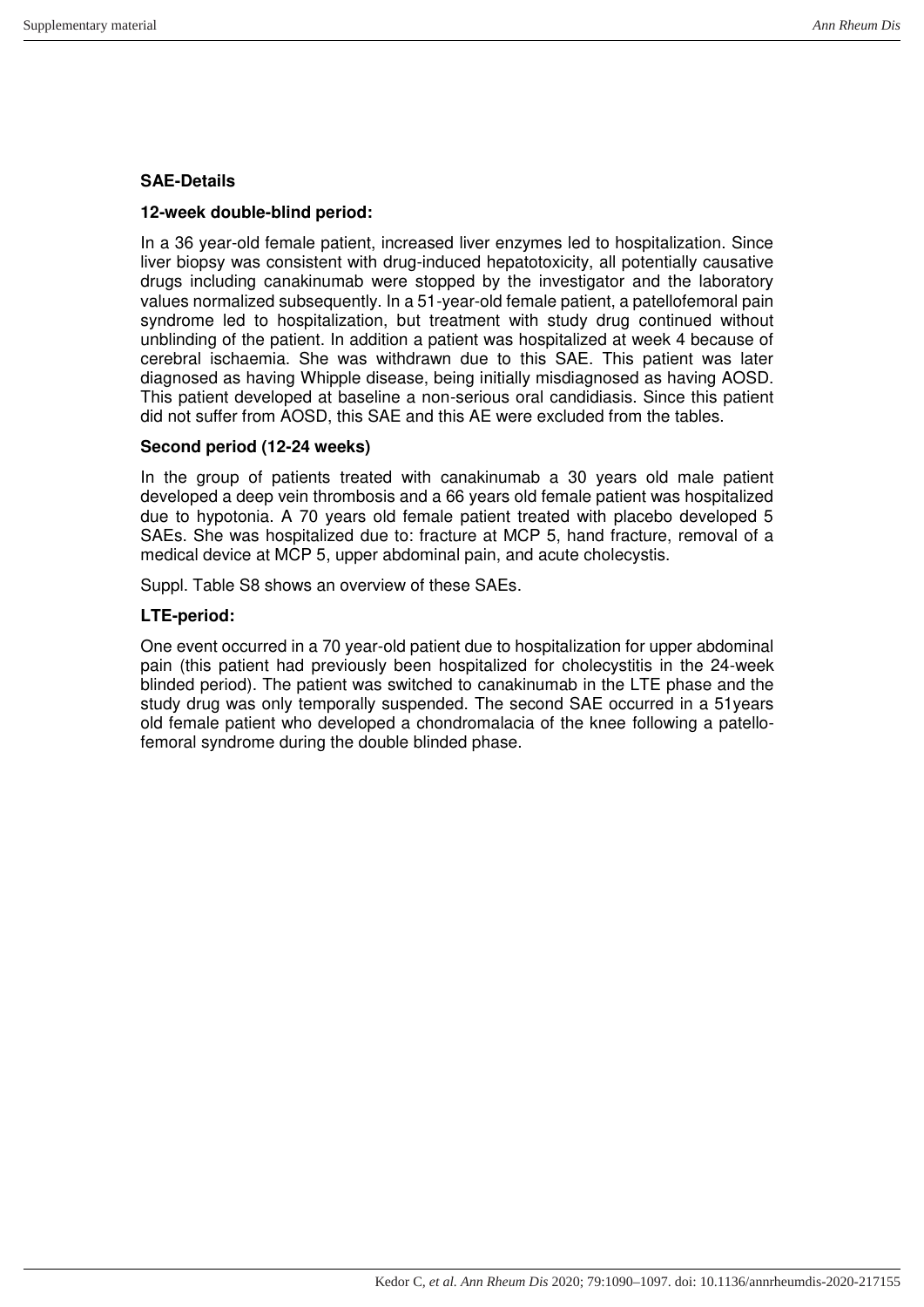**SAE-Details**

**12-week double-blind period:**

In a 36 year-old female patient, increased liver enzymes led to hospitalization. Since liver biopsy was consistent with drug-induced hepatotoxicity, all potentially causative drugs including canakinumab were stopped by the investigator and the laboratory values normalized subsequently. In a 51-year-old female patient, a patellofemoral pain syndrome led to hospitalization, but treatment with study drug continued without unblinding of the patient. In addition a patient was hospitalized at week 4 because of cerebral ischaemia. She was withdrawn due to this SAE. This patient was later diagnosed as having Whipple disease, being initially misdiagnosed as having AOSD. This patient developed at baseline a non-serious oral candidiasis. Since this patient did not suffer from AOSD, this SAE and this AE were excluded from the tables.

**Second period (12-24 weeks)**

In the group of patients treated with canakinumab a 30 years old male patient developed a deep vein thrombosis and a 66 years old female patient was hospitalized due to hypotonia. A 70 years old female patient treated with placebo developed 5 SAEs. She was hospitalized due to: fracture at MCP 5, hand fracture, removal of a medical device at MCP 5, upper abdominal pain, and acute cholecystis.

Suppl. Table S8 shows an overview of these SAEs.

**LTE-period:**

One event occurred in a 70 year-old patient due to hospitalization for upper abdominal pain (this patient had previously been hospitalized for cholecystitis in the 24-week blinded period). The patient was switched to canakinumab in the LTE phase and the study drug was only temporally suspended. The second SAE occurred in a 51years old female patient who developed a chondromalacia of the knee following a patello-femoral syndrome during the double blinded phase.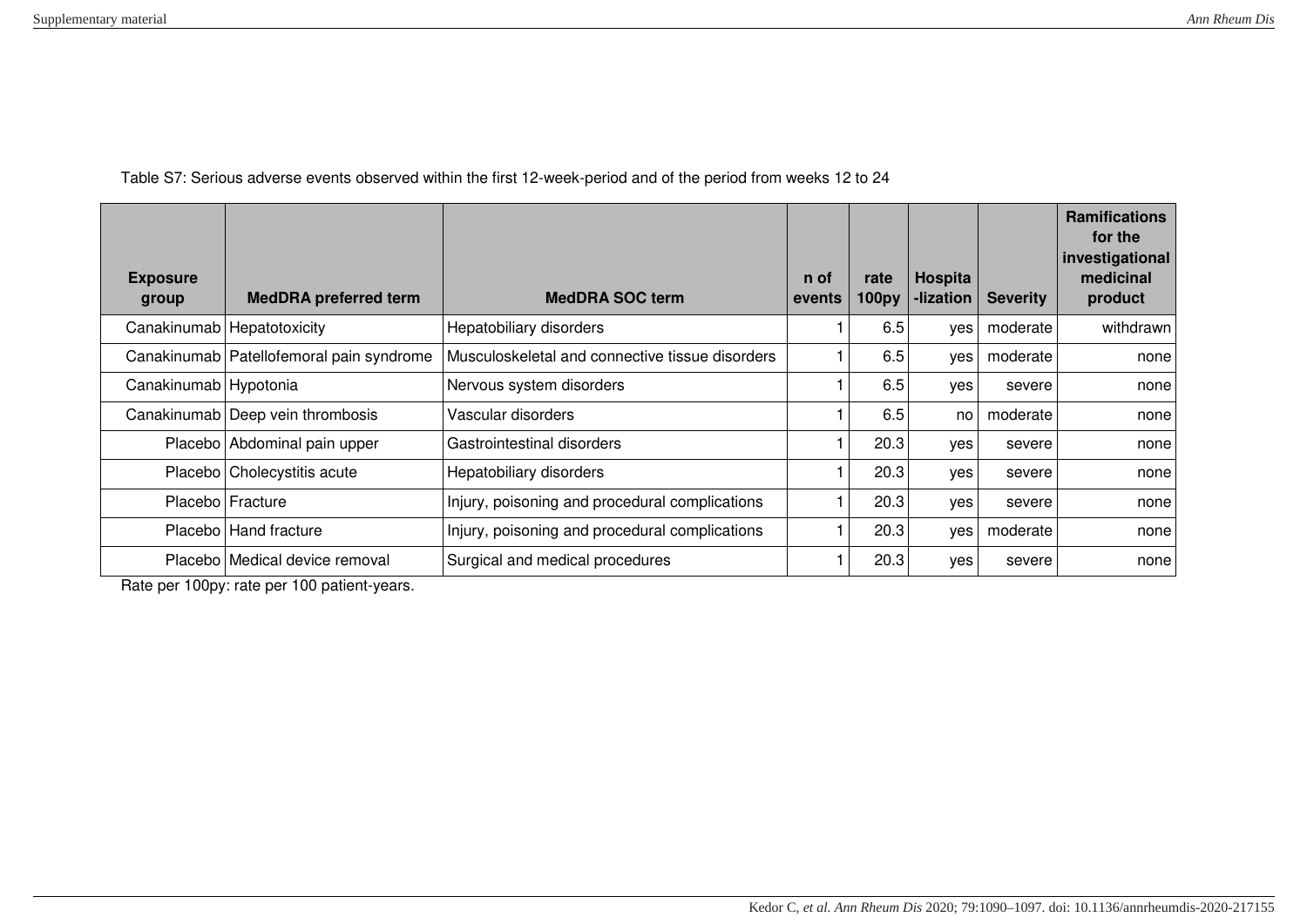Table S7: Serious adverse events observed within the first 12-week-period and of the period from weeks 12 to 24

| Exposure group | MedDRA preferred term | MedDRA SOC term | n of events | rate 100py | Hospita -lization | Severity | Ramifications for the investigational medicinal product |
|---|---|---|---|---|---|---|---|
| Canakinumab | Hepatotoxicity | Hepatobiliary disorders | 1 | 6.5 | yes | moderate | withdrawn |
| Canakinumab | Patellofemoral pain syndrome | Musculoskeletal and connective tissue disorders | 1 | 6.5 | yes | moderate | none |
| Canakinumab | Hypotonia | Nervous system disorders | 1 | 6.5 | yes | severe | none |
| Canakinumab | Deep vein thrombosis | Vascular disorders | 1 | 6.5 | no | moderate | none |
| Placebo | Abdominal pain upper | Gastrointestinal disorders | 1 | 20.3 | yes | severe | none |
| Placebo | Cholecystitis acute | Hepatobiliary disorders | 1 | 20.3 | yes | severe | none |
| Placebo | Fracture | Injury, poisoning and procedural complications | 1 | 20.3 | yes | severe | none |
| Placebo | Hand fracture | Injury, poisoning and procedural complications | 1 | 20.3 | yes | moderate | none |
| Placebo | Medical device removal | Surgical and medical procedures | 1 | 20.3 | yes | severe | none |

Rate per 100py: rate per 100 patient-years.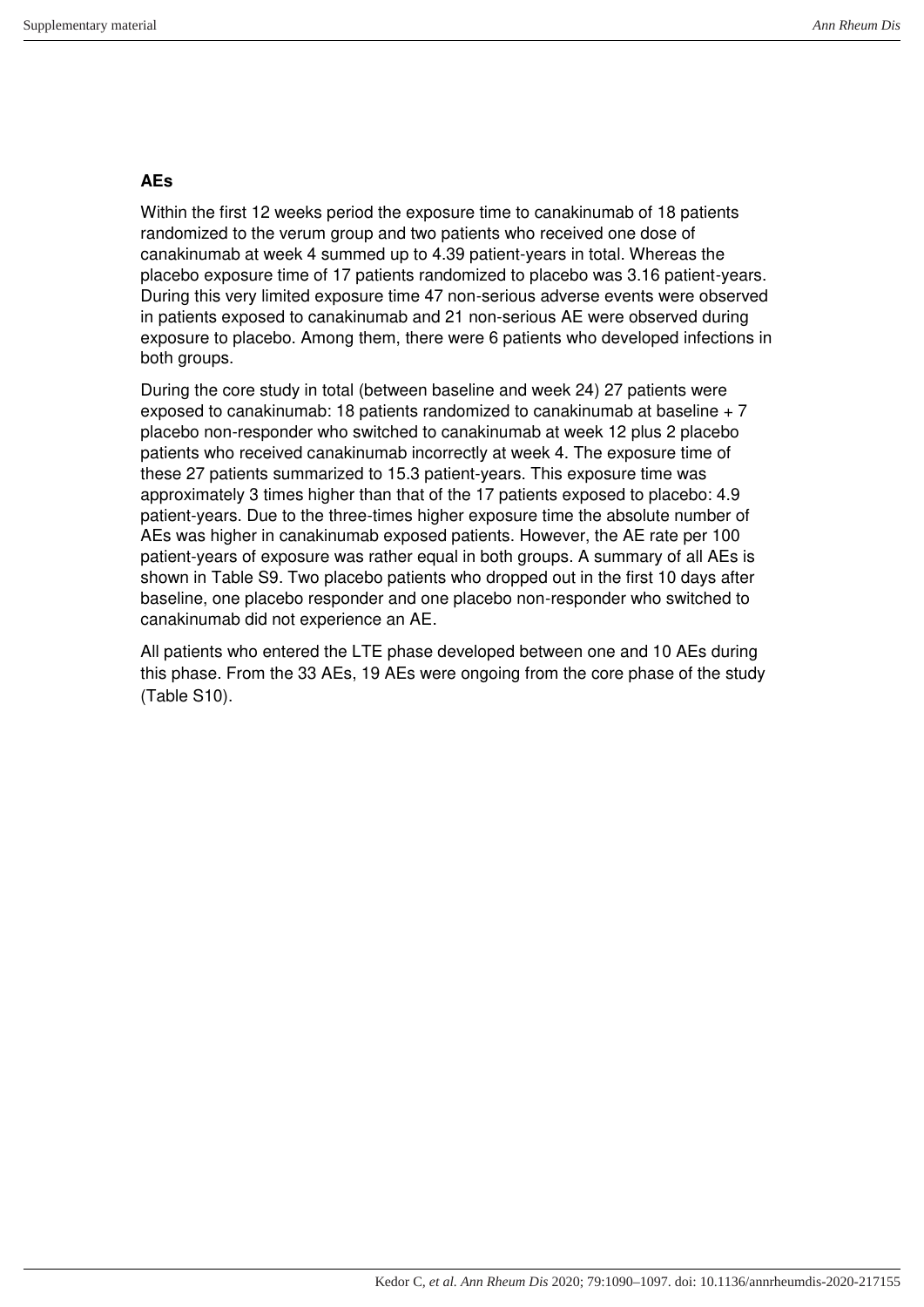### AEs

Within the first 12 weeks period the exposure time to canakinumab of 18 patients randomized to the verum group and two patients who received one dose of canakinumab at week 4 summed up to 4.39 patient-years in total. Whereas the placebo exposure time of 17 patients randomized to placebo was 3.16 patient-years. During this very limited exposure time 47 non-serious adverse events were observed in patients exposed to canakinumab and 21 non-serious AE were observed during exposure to placebo. Among them, there were 6 patients who developed infections in both groups.

During the core study in total (between baseline and week 24) 27 patients were exposed to canakinumab: 18 patients randomized to canakinumab at baseline + 7 placebo non-responder who switched to canakinumab at week 12 plus 2 placebo patients who received canakinumab incorrectly at week 4. The exposure time of these 27 patients summarized to 15.3 patient-years. This exposure time was approximately 3 times higher than that of the 17 patients exposed to placebo: 4.9 patient-years. Due to the three-times higher exposure time the absolute number of AEs was higher in canakinumab exposed patients. However, the AE rate per 100 patient-years of exposure was rather equal in both groups. A summary of all AEs is shown in Table S9. Two placebo patients who dropped out in the first 10 days after baseline, one placebo responder and one placebo non-responder who switched to canakinumab did not experience an AE.

All patients who entered the LTE phase developed between one and 10 AEs during this phase. From the 33 AEs, 19 AEs were ongoing from the core phase of the study (Table S10).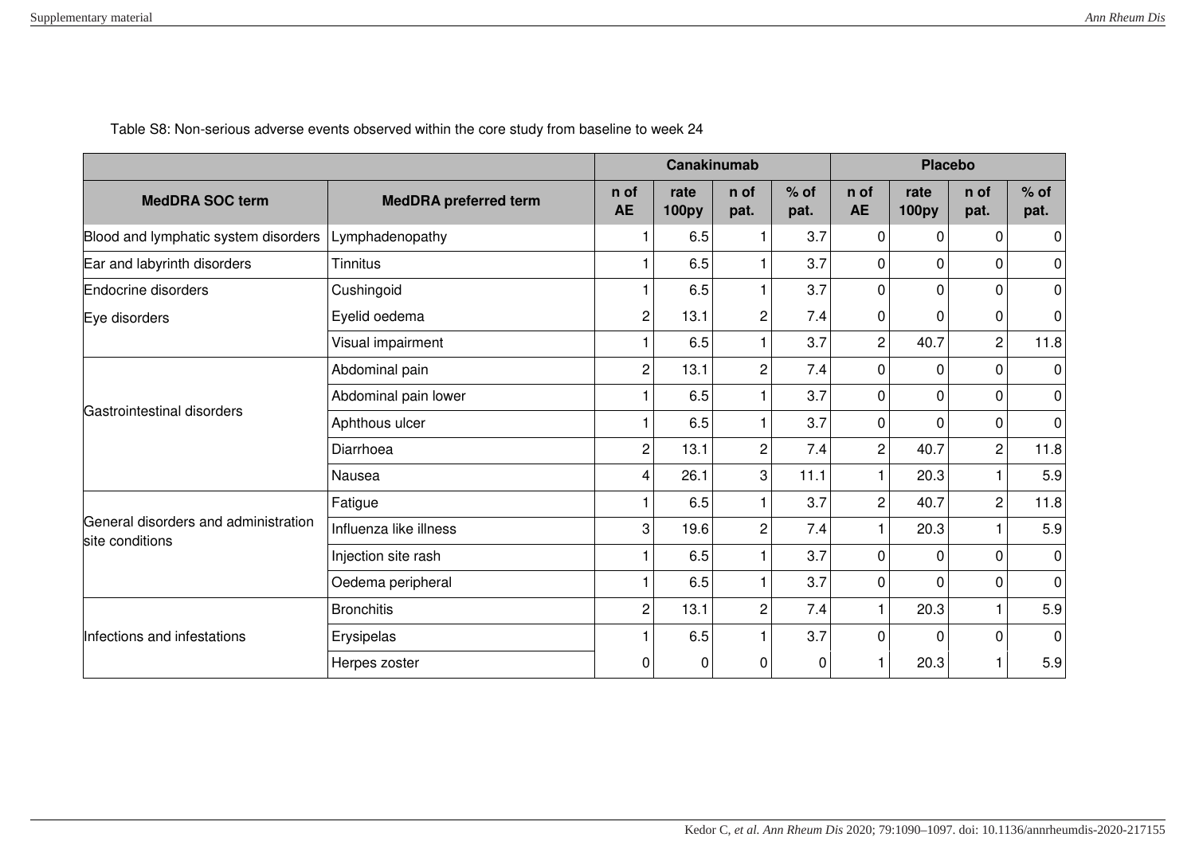Table S8: Non-serious adverse events observed within the core study from baseline to week 24

| | | Canakinumab | | | | Placebo | | | |
|---|---|---|---|---|---|---|---|---|---|
| **MedDRA SOC term** | **MedDRA preferred term** | **n of AE** | **rate 100py** | **n of pat.** | **% of pat.** | **n of AE** | **rate 100py** | **n of pat.** | **% of pat.** |
| Blood and lymphatic system disorders | Lymphadenopathy | 1 | 6.5 | 1 | 3.7 | 0 | 0 | 0 | 0 |
| Ear and labyrinth disorders | Tinnitus | 1 | 6.5 | 1 | 3.7 | 0 | 0 | 0 | 0 |
| Endocrine disorders | Cushingoid | 1 | 6.5 | 1 | 3.7 | 0 | 0 | 0 | 0 |
| Eye disorders | Eyelid oedema | 2 | 13.1 | 2 | 7.4 | 0 | 0 | 0 | 0 |
| | Visual impairment | 1 | 6.5 | 1 | 3.7 | 2 | 40.7 | 2 | 11.8 |
| Gastrointestinal disorders | Abdominal pain | 2 | 13.1 | 2 | 7.4 | 0 | 0 | 0 | 0 |
| | Abdominal pain lower | 1 | 6.5 | 1 | 3.7 | 0 | 0 | 0 | 0 |
| | Aphthous ulcer | 1 | 6.5 | 1 | 3.7 | 0 | 0 | 0 | 0 |
| | Diarrhoea | 2 | 13.1 | 2 | 7.4 | 2 | 40.7 | 2 | 11.8 |
| | Nausea | 4 | 26.1 | 3 | 11.1 | 1 | 20.3 | 1 | 5.9 |
| General disorders and administration site conditions | Fatigue | 1 | 6.5 | 1 | 3.7 | 2 | 40.7 | 2 | 11.8 |
| | Influenza like illness | 3 | 19.6 | 2 | 7.4 | 1 | 20.3 | 1 | 5.9 |
| | Injection site rash | 1 | 6.5 | 1 | 3.7 | 0 | 0 | 0 | 0 |
| | Oedema peripheral | 1 | 6.5 | 1 | 3.7 | 0 | 0 | 0 | 0 |
| Infections and infestations | Bronchitis | 2 | 13.1 | 2 | 7.4 | 1 | 20.3 | 1 | 5.9 |
| | Erysipelas | 1 | 6.5 | 1 | 3.7 | 0 | 0 | 0 | 0 |
| | Herpes zoster | 0 | 0 | 0 | 0 | 1 | 20.3 | 1 | 5.9 |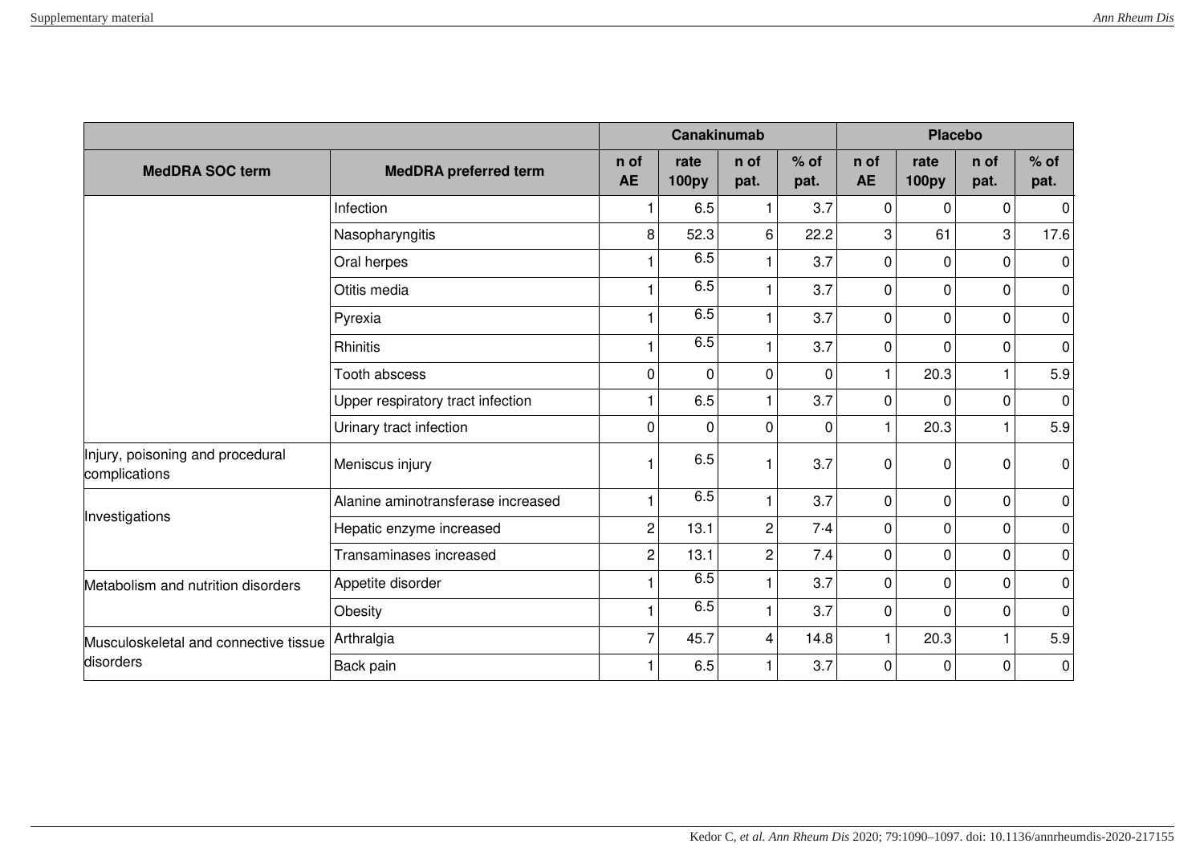| | | Canakinumab | | | | Placebo | | | |
|---|---|---|---|---|---|---|---|---|---|
| MedDRA SOC term | MedDRA preferred term | n of AE | rate 100py | n of pat. | % of pat. | n of AE | rate 100py | n of pat. | % of pat. |
| | Infection | 1 | 6.5 | 1 | 3.7 | 0 | 0 | 0 | 0 |
| | Nasopharyngitis | 8 | 52.3 | 6 | 22.2 | 3 | 61 | 3 | 17.6 |
| | Oral herpes | 1 | 6.5 | 1 | 3.7 | 0 | 0 | 0 | 0 |
| | Otitis media | 1 | 6.5 | 1 | 3.7 | 0 | 0 | 0 | 0 |
| | Pyrexia | 1 | 6.5 | 1 | 3.7 | 0 | 0 | 0 | 0 |
| | Rhinitis | 1 | 6.5 | 1 | 3.7 | 0 | 0 | 0 | 0 |
| | Tooth abscess | 0 | 0 | 0 | 0 | 1 | 20.3 | 1 | 5.9 |
| | Upper respiratory tract infection | 1 | 6.5 | 1 | 3.7 | 0 | 0 | 0 | 0 |
| | Urinary tract infection | 0 | 0 | 0 | 0 | 1 | 20.3 | 1 | 5.9 |
| Injury, poisoning and procedural complications | Meniscus injury | 1 | 6.5 | 1 | 3.7 | 0 | 0 | 0 | 0 |
| Investigations | Alanine aminotransferase increased | 1 | 6.5 | 1 | 3.7 | 0 | 0 | 0 | 0 |
| | Hepatic enzyme increased | 2 | 13.1 | 2 | 7·4 | 0 | 0 | 0 | 0 |
| | Transaminases increased | 2 | 13.1 | 2 | 7.4 | 0 | 0 | 0 | 0 |
| Metabolism and nutrition disorders | Appetite disorder | 1 | 6.5 | 1 | 3.7 | 0 | 0 | 0 | 0 |
| | Obesity | 1 | 6.5 | 1 | 3.7 | 0 | 0 | 0 | 0 |
| Musculoskeletal and connective tissue disorders | Arthralgia | 7 | 45.7 | 4 | 14.8 | 1 | 20.3 | 1 | 5.9 |
| | Back pain | 1 | 6.5 | 1 | 3.7 | 0 | 0 | 0 | 0 |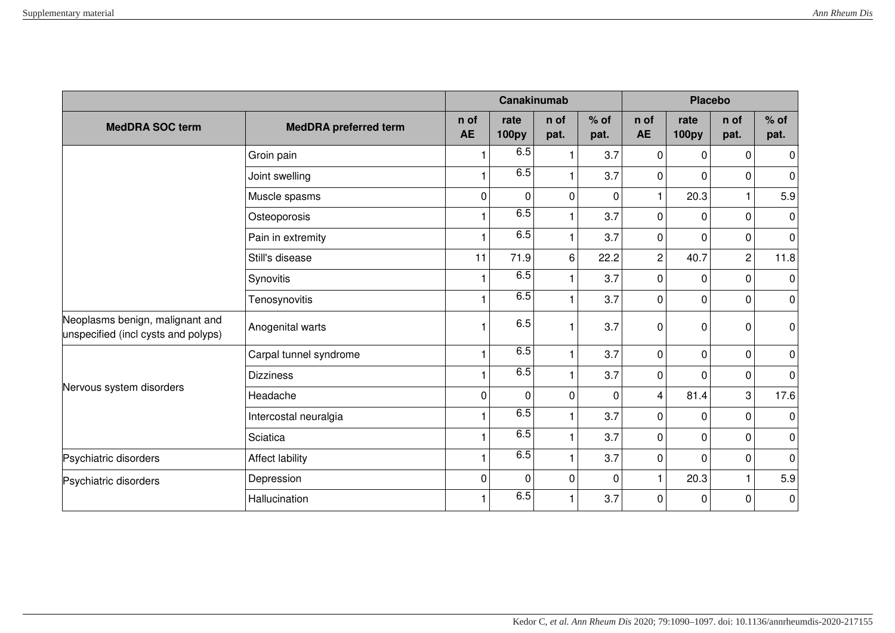| | | Canakinumab | | | | Placebo | | | |
|---|---|---|---|---|---|---|---|---|---|
| MedDRA SOC term | MedDRA preferred term | n of AE | rate 100py | n of pat. | % of pat. | n of AE | rate 100py | n of pat. | % of pat. |
| | Groin pain | 1 | 6.5 | 1 | 3.7 | 0 | 0 | 0 | 0 |
| | Joint swelling | 1 | 6.5 | 1 | 3.7 | 0 | 0 | 0 | 0 |
| | Muscle spasms | 0 | 0 | 0 | 0 | 1 | 20.3 | 1 | 5.9 |
| | Osteoporosis | 1 | 6.5 | 1 | 3.7 | 0 | 0 | 0 | 0 |
| | Pain in extremity | 1 | 6.5 | 1 | 3.7 | 0 | 0 | 0 | 0 |
| | Still's disease | 11 | 71.9 | 6 | 22.2 | 2 | 40.7 | 2 | 11.8 |
| | Synovitis | 1 | 6.5 | 1 | 3.7 | 0 | 0 | 0 | 0 |
| | Tenosynovitis | 1 | 6.5 | 1 | 3.7 | 0 | 0 | 0 | 0 |
| Neoplasms benign, malignant and unspecified (incl cysts and polyps) | Anogenital warts | 1 | 6.5 | 1 | 3.7 | 0 | 0 | 0 | 0 |
| Nervous system disorders | Carpal tunnel syndrome | 1 | 6.5 | 1 | 3.7 | 0 | 0 | 0 | 0 |
| | Dizziness | 1 | 6.5 | 1 | 3.7 | 0 | 0 | 0 | 0 |
| | Headache | 0 | 0 | 0 | 0 | 4 | 81.4 | 3 | 17.6 |
| | Intercostal neuralgia | 1 | 6.5 | 1 | 3.7 | 0 | 0 | 0 | 0 |
| | Sciatica | 1 | 6.5 | 1 | 3.7 | 0 | 0 | 0 | 0 |
| Psychiatric disorders | Affect lability | 1 | 6.5 | 1 | 3.7 | 0 | 0 | 0 | 0 |
| Psychiatric disorders | Depression | 0 | 0 | 0 | 0 | 1 | 20.3 | 1 | 5.9 |
| | Hallucination | 1 | 6.5 | 1 | 3.7 | 0 | 0 | 0 | 0 |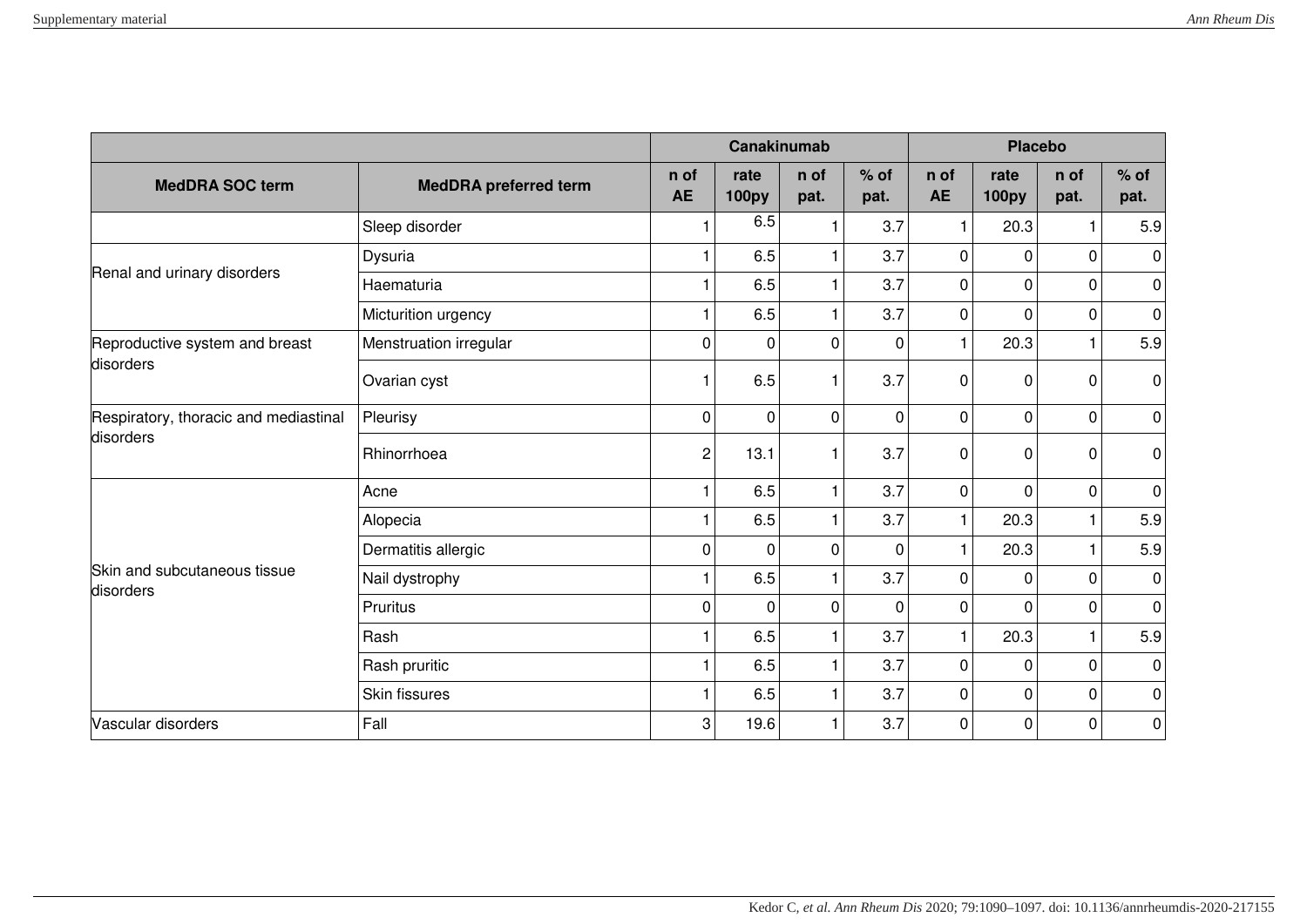| | | Canakinumab | | | | Placebo | | | |
|---|---|---|---|---|---|---|---|---|---|
| MedDRA SOC term | MedDRA preferred term | n of AE | rate 100py | n of pat. | % of pat. | n of AE | rate 100py | n of pat. | % of pat. |
| | Sleep disorder | 1 | 6.5 | 1 | 3.7 | 1 | 20.3 | 1 | 5.9 |
| Renal and urinary disorders | Dysuria | 1 | 6.5 | 1 | 3.7 | 0 | 0 | 0 | 0 |
| | Haematuria | 1 | 6.5 | 1 | 3.7 | 0 | 0 | 0 | 0 |
| | Micturition urgency | 1 | 6.5 | 1 | 3.7 | 0 | 0 | 0 | 0 |
| Reproductive system and breast disorders | Menstruation irregular | 0 | 0 | 0 | 0 | 1 | 20.3 | 1 | 5.9 |
| | Ovarian cyst | 1 | 6.5 | 1 | 3.7 | 0 | 0 | 0 | 0 |
| Respiratory, thoracic and mediastinal disorders | Pleurisy | 0 | 0 | 0 | 0 | 0 | 0 | 0 | 0 |
| | Rhinorrhoea | 2 | 13.1 | 1 | 3.7 | 0 | 0 | 0 | 0 |
| Skin and subcutaneous tissue disorders | Acne | 1 | 6.5 | 1 | 3.7 | 0 | 0 | 0 | 0 |
| | Alopecia | 1 | 6.5 | 1 | 3.7 | 1 | 20.3 | 1 | 5.9 |
| | Dermatitis allergic | 0 | 0 | 0 | 0 | 1 | 20.3 | 1 | 5.9 |
| | Nail dystrophy | 1 | 6.5 | 1 | 3.7 | 0 | 0 | 0 | 0 |
| | Pruritus | 0 | 0 | 0 | 0 | 0 | 0 | 0 | 0 |
| | Rash | 1 | 6.5 | 1 | 3.7 | 1 | 20.3 | 1 | 5.9 |
| | Rash pruritic | 1 | 6.5 | 1 | 3.7 | 0 | 0 | 0 | 0 |
| | Skin fissures | 1 | 6.5 | 1 | 3.7 | 0 | 0 | 0 | 0 |
| Vascular disorders | Fall | 3 | 19.6 | 1 | 3.7 | 0 | 0 | 0 | 0 |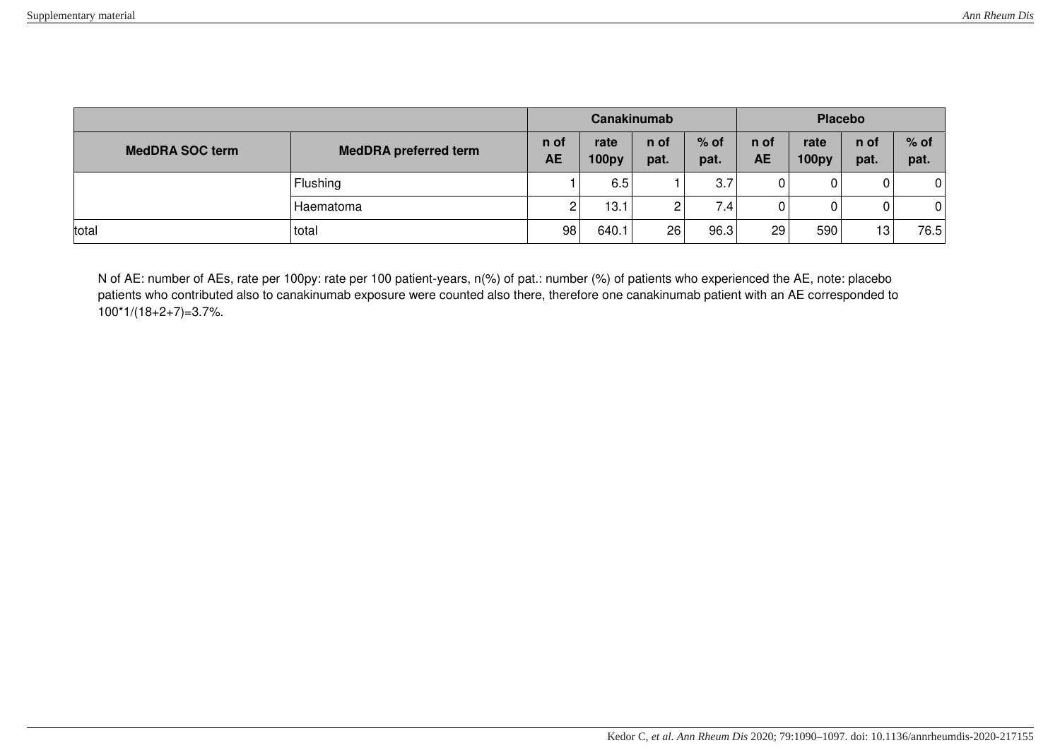| | | Canakinumab | | | | Placebo | | | |
|---|---|---|---|---|---|---|---|---|---|
| **MedDRA SOC term** | **MedDRA preferred term** | **n of AE** | **rate 100py** | **n of pat.** | **% of pat.** | **n of AE** | **rate 100py** | **n of pat.** | **% of pat.** |
| | Flushing | 1 | 6.5 | 1 | 3.7 | 0 | 0 | 0 | 0 |
| | Haematoma | 2 | 13.1 | 2 | 7.4 | 0 | 0 | 0 | 0 |
| total | total | 98 | 640.1 | 26 | 96.3 | 29 | 590 | 13 | 76.5 |

N of AE: number of AEs, rate per 100py: rate per 100 patient-years, n(%) of pat.: number (%) of patients who experienced the AE, note: placebo patients who contributed also to canakinumab exposure were counted also there, therefore one canakinumab patient with an AE corresponded to 100*1/(18+2+7)=3.7%.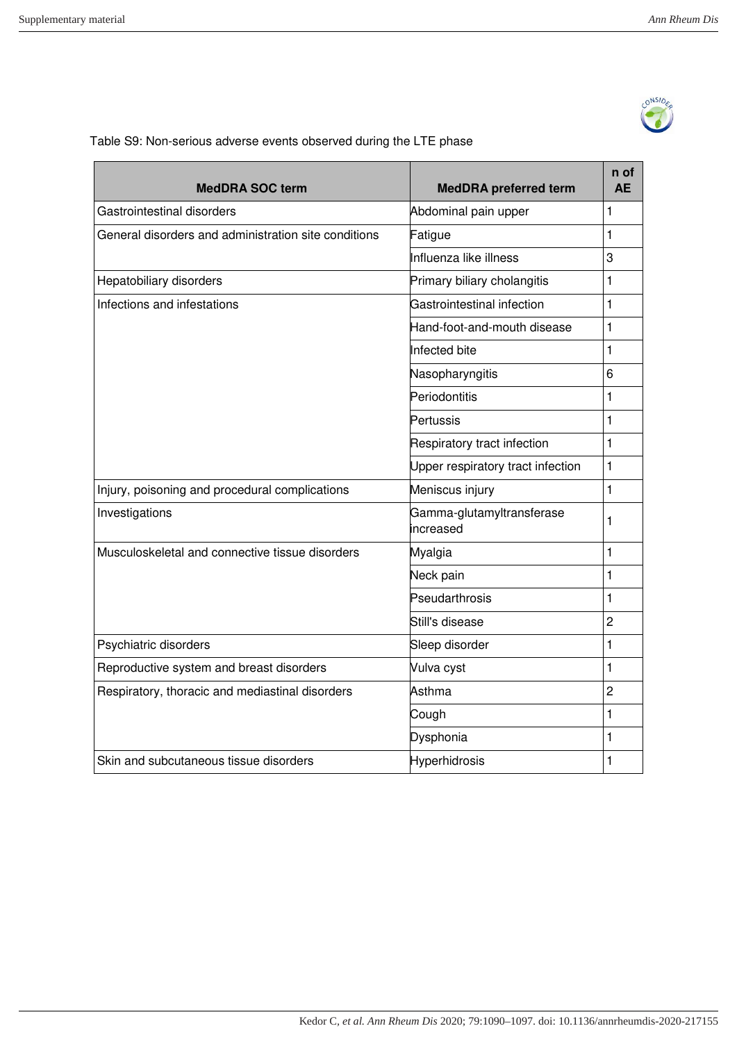Table S9: Non-serious adverse events observed during the LTE phase

| MedDRA SOC term | MedDRA preferred term | n of AE |
|---|---|---|
| Gastrointestinal disorders | Abdominal pain upper | 1 |
| General disorders and administration site conditions | Fatigue | 1 |
| | Influenza like illness | 3 |
| Hepatobiliary disorders | Primary biliary cholangitis | 1 |
| Infections and infestations | Gastrointestinal infection | 1 |
| | Hand-foot-and-mouth disease | 1 |
| | Infected bite | 1 |
| | Nasopharyngitis | 6 |
| | Periodontitis | 1 |
| | Pertussis | 1 |
| | Respiratory tract infection | 1 |
| | Upper respiratory tract infection | 1 |
| Injury, poisoning and procedural complications | Meniscus injury | 1 |
| Investigations | Gamma-glutamyltransferase increased | 1 |
| Musculoskeletal and connective tissue disorders | Myalgia | 1 |
| | Neck pain | 1 |
| | Pseudarthrosis | 1 |
| | Still's disease | 2 |
| Psychiatric disorders | Sleep disorder | 1 |
| Reproductive system and breast disorders | Vulva cyst | 1 |
| Respiratory, thoracic and mediastinal disorders | Asthma | 2 |
| | Cough | 1 |
| | Dysphonia | 1 |
| Skin and subcutaneous tissue disorders | Hyperhidrosis | 1 |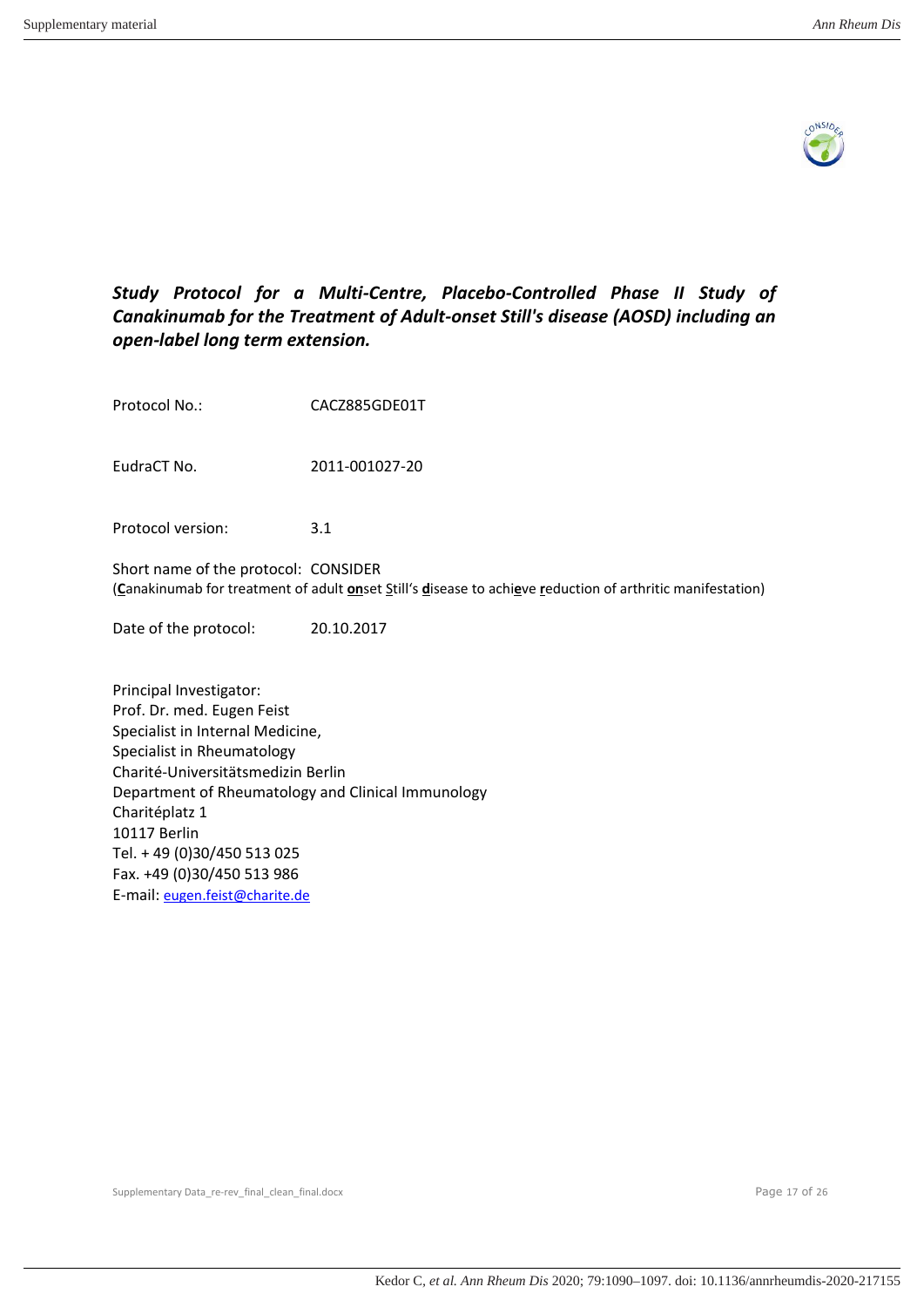***Study Protocol for a Multi-Centre, Placebo-Controlled Phase II Study of Canakinumab for the Treatment of Adult-onset Still's disease (AOSD) including an open-label long term extension.***

Protocol No.: CACZ885GDE01T

EudraCT No. 2011-001027-20

Protocol version: 3.1

Short name of the protocol: CONSIDER
(**C**anakinumab for treatment of adult **on**set Still's **d**isease to achi**e**ve **r**eduction of arthritic manifestation)

Date of the protocol: 20.10.2017

Principal Investigator:
Prof. Dr. med. Eugen Feist
Specialist in Internal Medicine,
Specialist in Rheumatology
Charité-Universitätsmedizin Berlin
Department of Rheumatology and Clinical Immunology
Charitéplatz 1
10117 Berlin
Tel. + 49 (0)30/450 513 025
Fax. +49 (0)30/450 513 986
E-mail: eugen.feist@charite.de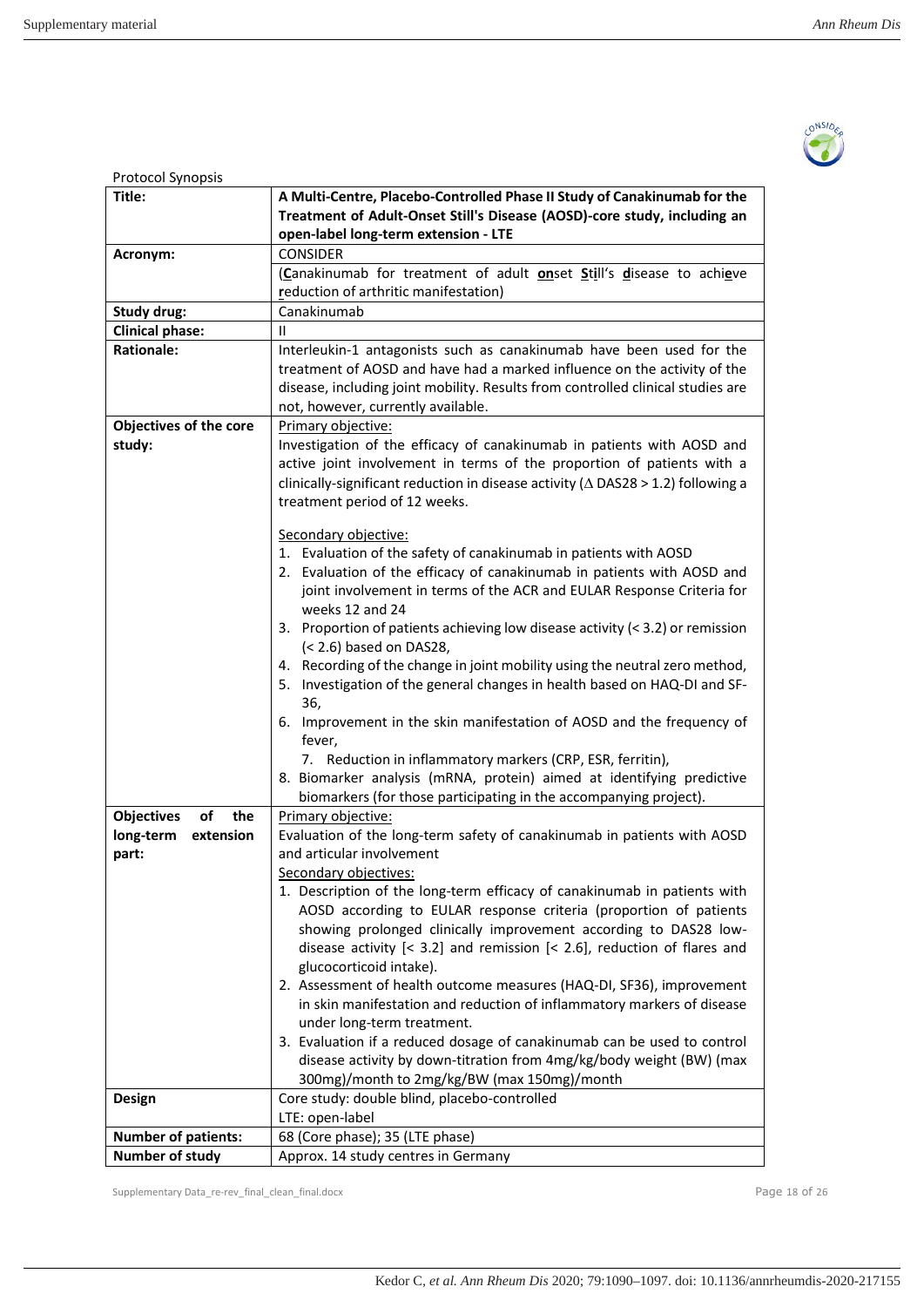Protocol Synopsis

| | |
|---|---|
| **Title:** | **A Multi-Centre, Placebo-Controlled Phase II Study of Canakinumab for the Treatment of Adult-Onset Still's Disease (AOSD)-core study, including an open-label long-term extension - LTE** |
| **Acronym:** | CONSIDER<br>(**C**anakinumab for treatment of adult **on**set **S**t**i**ll's **d**isease to achi**e**ve **r**eduction of arthritic manifestation) |
| **Study drug:** | Canakinumab |
| **Clinical phase:** | II |
| **Rationale:** | Interleukin-1 antagonists such as canakinumab have been used for the treatment of AOSD and have had a marked influence on the activity of the disease, including joint mobility. Results from controlled clinical studies are not, however, currently available. |
| **Objectives of the core study:** | Primary objective:<br>Investigation of the efficacy of canakinumab in patients with AOSD and active joint involvement in terms of the proportion of patients with a clinically-significant reduction in disease activity ($\Delta$ DAS28 > 1.2) following a treatment period of 12 weeks.<br><br>Secondary objective:<br>1. Evaluation of the safety of canakinumab in patients with AOSD<br>2. Evaluation of the efficacy of canakinumab in patients with AOSD and joint involvement in terms of the ACR and EULAR Response Criteria for weeks 12 and 24<br>3. Proportion of patients achieving low disease activity (< 3.2) or remission (< 2.6) based on DAS28,<br>4. Recording of the change in joint mobility using the neutral zero method,<br>5. Investigation of the general changes in health based on HAQ-DI and SF-36,<br>6. Improvement in the skin manifestation of AOSD and the frequency of fever,<br>7. Reduction in inflammatory markers (CRP, ESR, ferritin),<br>8. Biomarker analysis (mRNA, protein) aimed at identifying predictive biomarkers (for those participating in the accompanying project). |
| **Objectives of the long-term extension part:** | Primary objective:<br>Evaluation of the long-term safety of canakinumab in patients with AOSD and articular involvement<br>Secondary objectives:<br>1. Description of the long-term efficacy of canakinumab in patients with AOSD according to EULAR response criteria (proportion of patients showing prolonged clinically improvement according to DAS28 low-disease activity [< 3.2] and remission [< 2.6], reduction of flares and glucocorticoid intake).<br>2. Assessment of health outcome measures (HAQ-DI, SF36), improvement in skin manifestation and reduction of inflammatory markers of disease under long-term treatment.<br>3. Evaluation if a reduced dosage of canakinumab can be used to control disease activity by down-titration from 4mg/kg/body weight (BW) (max 300mg)/month to 2mg/kg/BW (max 150mg)/month |
| **Design** | Core study: double blind, placebo-controlled<br>LTE: open-label |
| **Number of patients:** | 68 (Core phase); 35 (LTE phase) |
| **Number of study** | Approx. 14 study centres in Germany |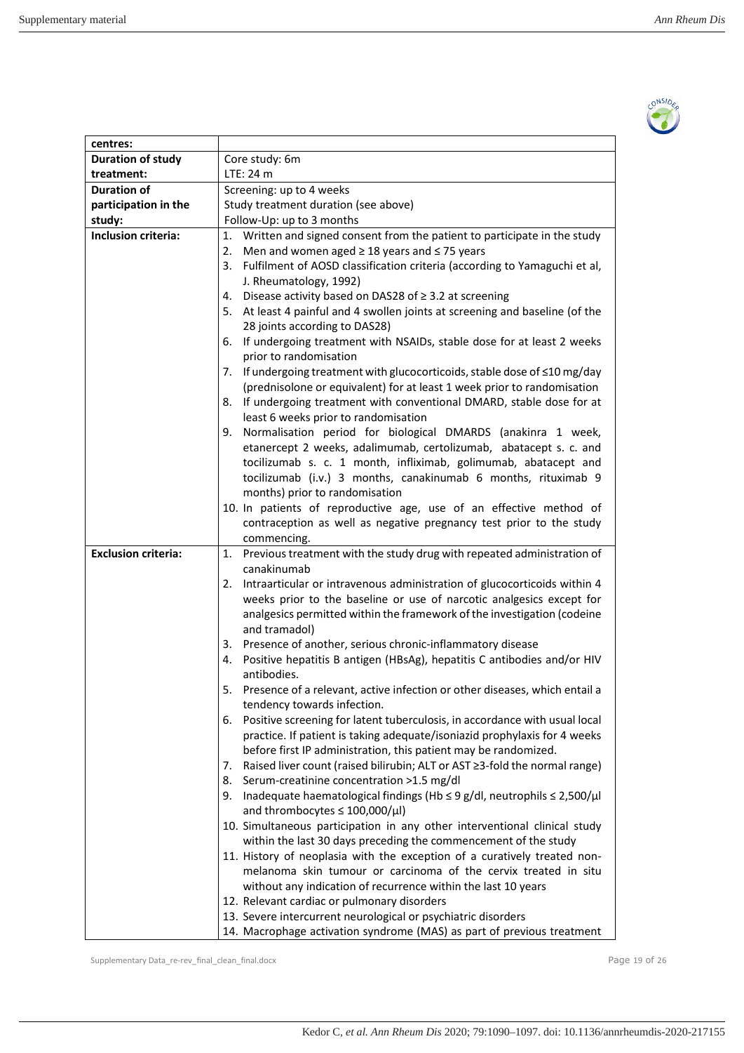| centres: | |
| --- | --- |
| **Duration of study treatment:** | Core study: 6m<br>LTE: 24 m |
| **Duration of participation in the study:** | Screening: up to 4 weeks<br>Study treatment duration (see above)<br>Follow-Up: up to 3 months |
| **Inclusion criteria:** | 1. Written and signed consent from the patient to participate in the study<br>2. Men and women aged ≥ 18 years and ≤ 75 years<br>3. Fulfilment of AOSD classification criteria (according to Yamaguchi et al, J. Rheumatology, 1992)<br>4. Disease activity based on DAS28 of ≥ 3.2 at screening<br>5. At least 4 painful and 4 swollen joints at screening and baseline (of the 28 joints according to DAS28)<br>6. If undergoing treatment with NSAIDs, stable dose for at least 2 weeks prior to randomisation<br>7. If undergoing treatment with glucocorticoids, stable dose of ≤10 mg/day (prednisolone or equivalent) for at least 1 week prior to randomisation<br>8. If undergoing treatment with conventional DMARD, stable dose for at least 6 weeks prior to randomisation<br>9. Normalisation period for biological DMARDS (anakinra 1 week, etanercept 2 weeks, adalimumab, certolizumab, abatacept s. c. and tocilizumab s. c. 1 month, infliximab, golimumab, abatacept and tocilizumab (i.v.) 3 months, canakinumab 6 months, rituximab 9 months) prior to randomisation<br>10. In patients of reproductive age, use of an effective method of contraception as well as negative pregnancy test prior to the study commencing. |
| **Exclusion criteria:** | 1. Previous treatment with the study drug with repeated administration of canakinumab<br>2. Intraarticular or intravenous administration of glucocorticoids within 4 weeks prior to the baseline or use of narcotic analgesics except for analgesics permitted within the framework of the investigation (codeine and tramadol)<br>3. Presence of another, serious chronic-inflammatory disease<br>4. Positive hepatitis B antigen (HBsAg), hepatitis C antibodies and/or HIV antibodies.<br>5. Presence of a relevant, active infection or other diseases, which entail a tendency towards infection.<br>6. Positive screening for latent tuberculosis, in accordance with usual local practice. If patient is taking adequate/isoniazid prophylaxis for 4 weeks before first IP administration, this patient may be randomized.<br>7. Raised liver count (raised bilirubin; ALT or AST ≥3-fold the normal range)<br>8. Serum-creatinine concentration >1.5 mg/dl<br>9. Inadequate haematological findings (Hb ≤ 9 g/dl, neutrophils ≤ 2,500/µl and thrombocytes ≤ 100,000/µl)<br>10. Simultaneous participation in any other interventional clinical study within the last 30 days preceding the commencement of the study<br>11. History of neoplasia with the exception of a curatively treated non-melanoma skin tumour or carcinoma of the cervix treated in situ without any indication of recurrence within the last 10 years<br>12. Relevant cardiac or pulmonary disorders<br>13. Severe intercurrent neurological or psychiatric disorders<br>14. Macrophage activation syndrome (MAS) as part of previous treatment |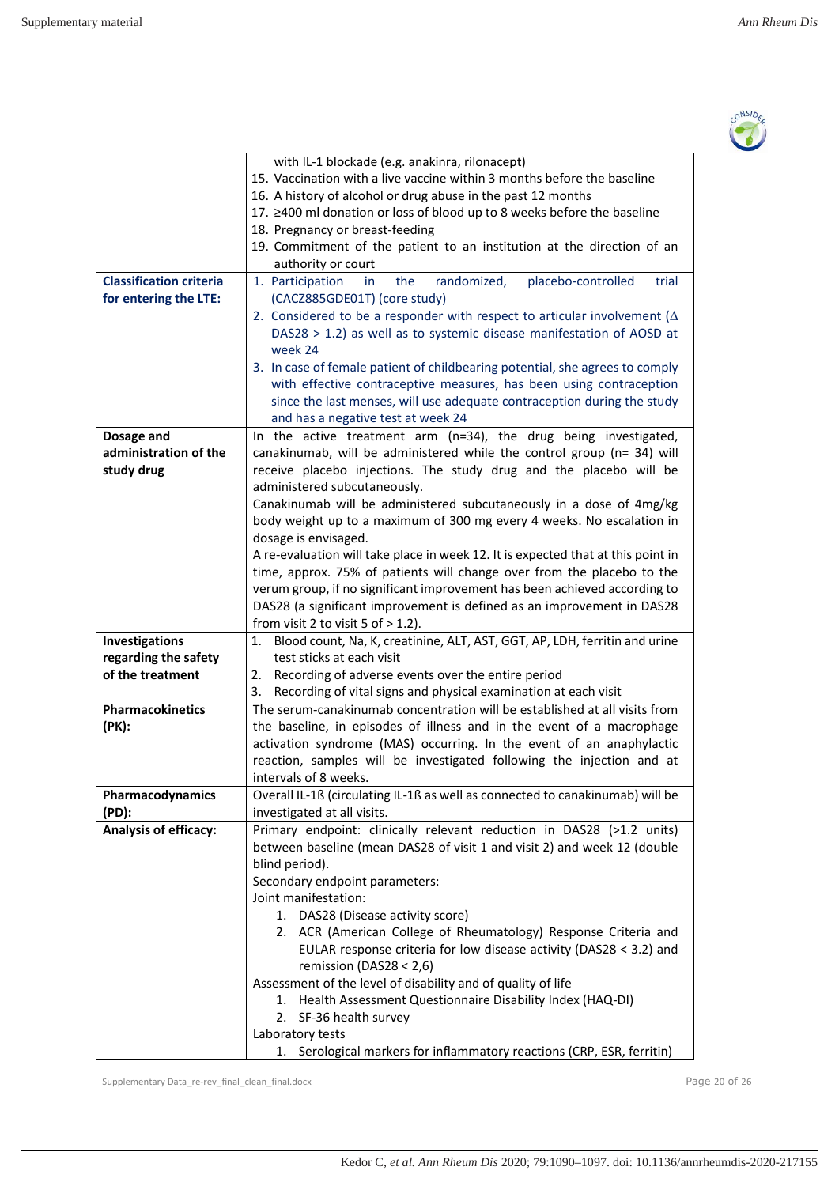| | |
|---|---|
| | with IL-1 blockade (e.g. anakinra, rilonacept)<br>15. Vaccination with a live vaccine within 3 months before the baseline<br>16. A history of alcohol or drug abuse in the past 12 months<br>17. ≥400 ml donation or loss of blood up to 8 weeks before the baseline<br>18. Pregnancy or breast-feeding<br>19. Commitment of the patient to an institution at the direction of an authority or court |
| **Classification criteria for entering the LTE:** | 1. Participation in the randomized, placebo-controlled trial (CACZ885GDE01T) (core study)<br>2. Considered to be a responder with respect to articular involvement (Δ DAS28 > 1.2) as well as to systemic disease manifestation of AOSD at week 24<br>3. In case of female patient of childbearing potential, she agrees to comply with effective contraceptive measures, has been using contraception since the last menses, will use adequate contraception during the study and has a negative test at week 24 |
| **Dosage and administration of the study drug** | In the active treatment arm (n=34), the drug being investigated, canakinumab, will be administered while the control group (n= 34) will receive placebo injections. The study drug and the placebo will be administered subcutaneously.<br>Canakinumab will be administered subcutaneously in a dose of 4mg/kg body weight up to a maximum of 300 mg every 4 weeks. No escalation in dosage is envisaged.<br>A re-evaluation will take place in week 12. It is expected that at this point in time, approx. 75% of patients will change over from the placebo to the verum group, if no significant improvement has been achieved according to DAS28 (a significant improvement is defined as an improvement in DAS28 from visit 2 to visit 5 of > 1.2). |
| **Investigations regarding the safety of the treatment** | 1. Blood count, Na, K, creatinine, ALT, AST, GGT, AP, LDH, ferritin and urine test sticks at each visit<br>2. Recording of adverse events over the entire period<br>3. Recording of vital signs and physical examination at each visit |
| **Pharmacokinetics (PK):** | The serum-canakinumab concentration will be established at all visits from the baseline, in episodes of illness and in the event of a macrophage activation syndrome (MAS) occurring. In the event of an anaphylactic reaction, samples will be investigated following the injection and at intervals of 8 weeks. |
| **Pharmacodynamics (PD):** | Overall IL-1ß (circulating IL-1ß as well as connected to canakinumab) will be investigated at all visits. |
| **Analysis of efficacy:** | Primary endpoint: clinically relevant reduction in DAS28 (>1.2 units) between baseline (mean DAS28 of visit 1 and visit 2) and week 12 (double blind period).<br>Secondary endpoint parameters:<br>Joint manifestation:<br>1. DAS28 (Disease activity score)<br>2. ACR (American College of Rheumatology) Response Criteria and EULAR response criteria for low disease activity (DAS28 < 3.2) and remission (DAS28 < 2,6)<br>Assessment of the level of disability and of quality of life<br>1. Health Assessment Questionnaire Disability Index (HAQ-DI)<br>2. SF-36 health survey<br>Laboratory tests<br>1. Serological markers for inflammatory reactions (CRP, ESR, ferritin) |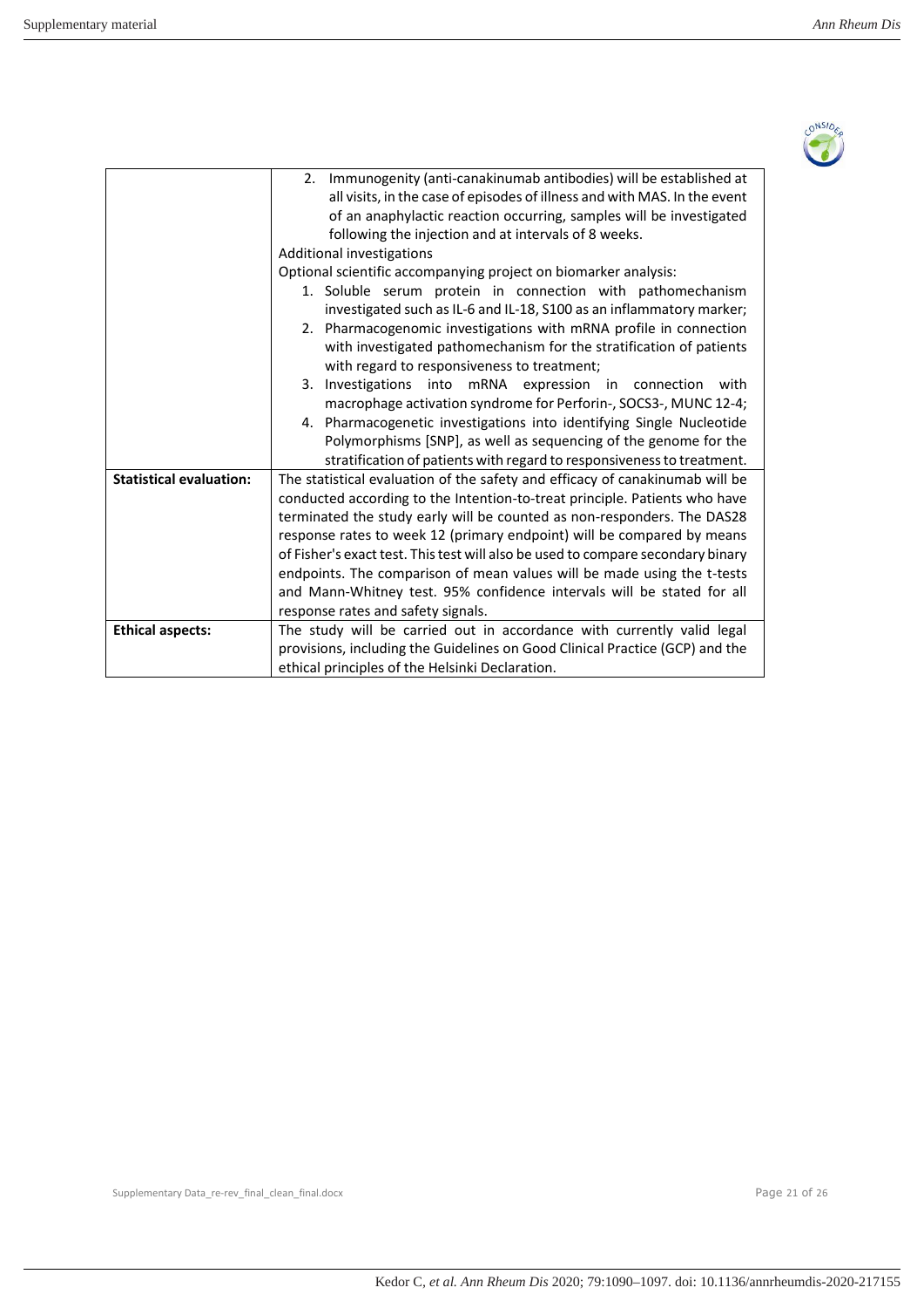| | |
|---|---|
| | 2. Immunogenity (anti-canakinumab antibodies) will be established at all visits, in the case of episodes of illness and with MAS. In the event of an anaphylactic reaction occurring, samples will be investigated following the injection and at intervals of 8 weeks.<br>Additional investigations<br>Optional scientific accompanying project on biomarker analysis:<br>1. Soluble serum protein in connection with pathomechanism investigated such as IL-6 and IL-18, S100 as an inflammatory marker;<br>2. Pharmacogenomic investigations with mRNA profile in connection with investigated pathomechanism for the stratification of patients with regard to responsiveness to treatment;<br>3. Investigations into mRNA expression in connection with macrophage activation syndrome for Perforin-, SOCS3-, MUNC 12-4;<br>4. Pharmacogenetic investigations into identifying Single Nucleotide Polymorphisms [SNP], as well as sequencing of the genome for the stratification of patients with regard to responsiveness to treatment. |
| **Statistical evaluation:** | The statistical evaluation of the safety and efficacy of canakinumab will be conducted according to the Intention-to-treat principle. Patients who have terminated the study early will be counted as non-responders. The DAS28 response rates to week 12 (primary endpoint) will be compared by means of Fisher's exact test. This test will also be used to compare secondary binary endpoints. The comparison of mean values will be made using the t-tests and Mann-Whitney test. 95% confidence intervals will be stated for all response rates and safety signals. |
| **Ethical aspects:** | The study will be carried out in accordance with currently valid legal provisions, including the Guidelines on Good Clinical Practice (GCP) and the ethical principles of the Helsinki Declaration. |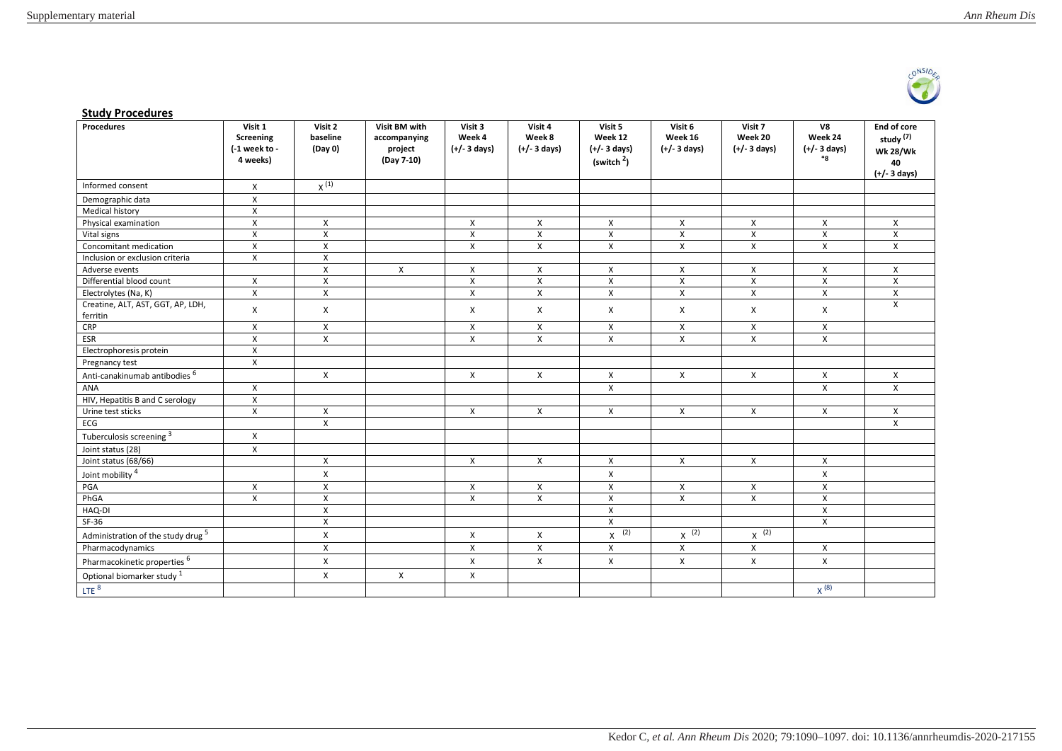## Study Procedures

| Procedures | Visit 1 Screening (-1 week to - 4 weeks) | Visit 2 baseline (Day 0) | Visit BM with accompanying project (Day 7-10) | Visit 3 Week 4 (+/- 3 days) | Visit 4 Week 8 (+/- 3 days) | Visit 5 Week 12 (+/- 3 days) (switch [2]) | Visit 6 Week 16 (+/- 3 days) | Visit 7 Week 20 (+/- 3 days) | V8 Week 24 (+/- 3 days) *8 | End of core study [7] Wk 28/Wk 40 (+/- 3 days) |
|---|---|---|---|---|---|---|---|---|---|---|
| Informed consent | X | X [1] | | | | | | | | |
| Demographic data | X | | | | | | | | | |
| Medical history | X | | | | | | | | | |
| Physical examination | X | X | | X | X | X | X | X | X | X |
| Vital signs | X | X | | X | X | X | X | X | X | X |
| Concomitant medication | X | X | | X | X | X | X | X | X | X |
| Inclusion or exclusion criteria | X | X | | | | | | | | |
| Adverse events | | X | X | X | X | X | X | X | X | X |
| Differential blood count | X | X | | X | X | X | X | X | X | X |
| Electrolytes (Na, K) | X | X | | X | X | X | X | X | X | X |
| Creatine, ALT, AST, GGT, AP, LDH, ferritin | X | X | | X | X | X | X | X | X | X |
| CRP | X | X | | X | X | X | X | X | X | |
| ESR | X | X | | X | X | X | X | X | X | |
| Electrophoresis protein | X | | | | | | | | | |
| Pregnancy test | X | | | | | | | | | |
| Anti-canakinumab antibodies [6] | | X | | X | X | X | X | X | X | X |
| ANA | X | | | | | X | | | X | X |
| HIV, Hepatitis B and C serology | X | | | | | | | | | |
| Urine test sticks | X | X | | X | X | X | X | X | X | X |
| ECG | | X | | | | | | | | X |
| Tuberculosis screening [3] | X | | | | | | | | | |
| Joint status (28) | X | | | | | | | | | |
| Joint status (68/66) | | X | | X | X | X | X | X | X | |
| Joint mobility [4] | | X | | | | X | | | X | |
| PGA | X | X | | X | X | X | X | X | X | |
| PhGA | X | X | | X | X | X | X | X | X | |
| HAQ-DI | | X | | | | X | | | X | |
| SF-36 | | X | | | | X | | | X | |
| Administration of the study drug [5] | | X | | X | X | X [2] | X [2] | X [2] | | |
| Pharmacodynamics | | X | | X | X | X | X | X | X | |
| Pharmacokinetic properties [6] | | X | | X | X | X | X | X | X | |
| Optional biomarker study [1] | | X | X | X | | | | | | |
| LTE [8] | | | | | | | | | X [8] | |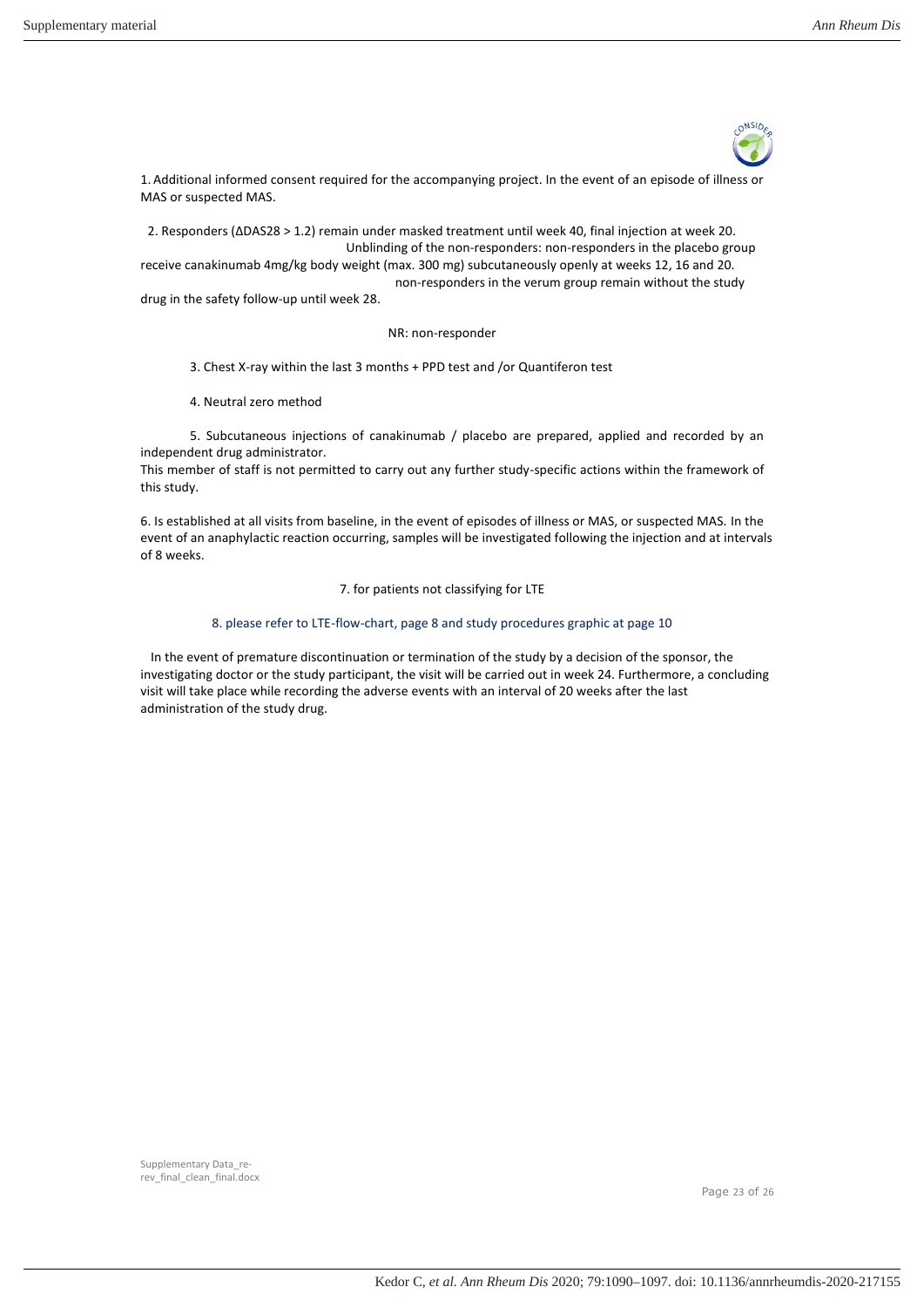1. Additional informed consent required for the accompanying project. In the event of an episode of illness or MAS or suspected MAS.

2. Responders (ΔDAS28 > 1.2) remain under masked treatment until week 40, final injection at week 20. Unblinding of the non-responders: non-responders in the placebo group receive canakinumab 4mg/kg body weight (max. 300 mg) subcutaneously openly at weeks 12, 16 and 20. non-responders in the verum group remain without the study drug in the safety follow-up until week 28.

NR: non-responder

3. Chest X-ray within the last 3 months + PPD test and /or Quantiferon test

4. Neutral zero method

5. Subcutaneous injections of canakinumab / placebo are prepared, applied and recorded by an independent drug administrator.
This member of staff is not permitted to carry out any further study-specific actions within the framework of this study.

6. Is established at all visits from baseline, in the event of episodes of illness or MAS, or suspected MAS. In the event of an anaphylactic reaction occurring, samples will be investigated following the injection and at intervals of 8 weeks.

7. for patients not classifying for LTE

8. please refer to LTE-flow-chart, page 8 and study procedures graphic at page 10

In the event of premature discontinuation or termination of the study by a decision of the sponsor, the investigating doctor or the study participant, the visit will be carried out in week 24. Furthermore, a concluding visit will take place while recording the adverse events with an interval of 20 weeks after the last administration of the study drug.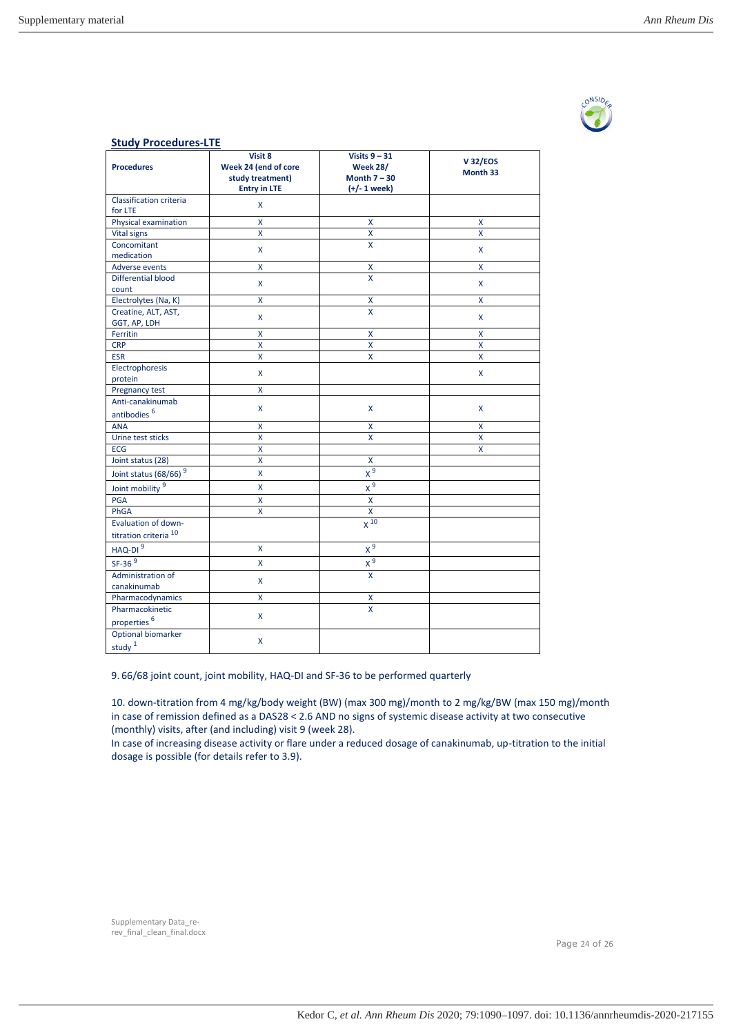## Study Procedures-LTE

| Procedures | Visit 8 Week 24 (end of core study treatment) Entry in LTE | Visits 9 – 31 Week 28/ Month 7 – 30 (+/- 1 week) | V 32/EOS Month 33 |
|---|---|---|---|
| Classification criteria for LTE | X | | |
| Physical examination | X | X | X |
| Vital signs | X | X | X |
| Concomitant medication | X | X | X |
| Adverse events | X | X | X |
| Differential blood count | X | X | X |
| Electrolytes (Na, K) | X | X | X |
| Creatine, ALT, AST, GGT, AP, LDH | X | X | X |
| Ferritin | X | X | X |
| CRP | X | X | X |
| ESR | X | X | X |
| Electrophoresis protein | X | | X |
| Pregnancy test | X | | |
| Anti-canakinumab antibodies [6] | X | X | X |
| ANA | X | X | X |
| Urine test sticks | X | X | X |
| ECG | X | | X |
| Joint status (28) | X | X | |
| Joint status (68/66) [9] | X | X [9] | |
| Joint mobility [9] | X | X [9] | |
| PGA | X | X | |
| PhGA | X | X | |
| Evaluation of down-titration criteria [10] | | X [10] | |
| HAQ-DI [9] | X | X [9] | |
| SF-36 [9] | X | X [9] | |
| Administration of canakinumab | X | X | |
| Pharmacodynamics | X | X | |
| Pharmacokinetic properties [6] | X | X | |
| Optional biomarker study [1] | X | | |

9. 66/68 joint count, joint mobility, HAQ-DI and SF-36 to be performed quarterly

10. down-titration from 4 mg/kg/body weight (BW) (max 300 mg)/month to 2 mg/kg/BW (max 150 mg)/month in case of remission defined as a DAS28 < 2.6 AND no signs of systemic disease activity at two consecutive (monthly) visits, after (and including) visit 9 (week 28).
In case of increasing disease activity or flare under a reduced dosage of canakinumab, up-titration to the initial dosage is possible (for details refer to 3.9).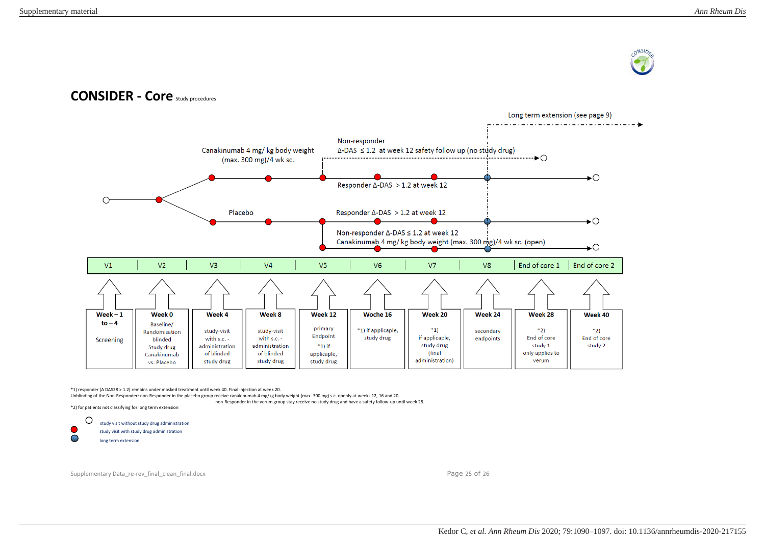# CONSIDER - Core Study procedures

Long term extension (see page 9)

Canakinumab 4 mg/ kg body weight (max. 300 mg)/4 wk sc.

Non-responder Δ-DAS ≤ 1.2 at week 12 safety follow up (no study drug)

Responder Δ-DAS > 1.2 at week 12

Placebo

Responder Δ-DAS > 1.2 at week 12

Non-responder Δ-DAS ≤ 1.2 at week 12 Canakinumab 4 mg/ kg body weight (max. 300 mg)/4 wk sc. (open)

| V1 | V2 | V3 | V4 | V5 | V6 | V7 | V8 | End of core 1 | End of core 2 |
|---|---|---|---|---|---|---|---|---|---|
| Week – 1 to – 4 Screening | Week 0 Baseline/ Randomisation blinded Study drug Canakinumab vs. Placebo | Week 4 study-visit with s.c. - administration of blinded study drug | Week 8 study-visit with s.c. - administration of blinded study drug | Week 12 primary Endpoint *1) if applicable, study drug | Woche 16 *1) if applicable, study drug | Week 20 *1) if applicable, study drug (final administration) | Week 24 secondary endpoints | Week 28 *2) End of core study 1 only applies to verum | Week 40 *2) End of core study 2 |

*1) responder (Δ DAS28 > 1.2) remains under masked treatment until week 40. Final injection at week 20.
Unblinding of the Non-Responder: non-Responder in the placebo group receive canakinumab 4 mg/kg body weight (max. 300 mg) s.c. openly at weeks 12, 16 and 20.
non-Responder in the verum group stay receive no study drug and have a safety follow-up until week 28.

*2) for patients not classifying for long term extension

○ study visit without study drug administration
● (red) study visit with study drug administration
● (blue) long term extension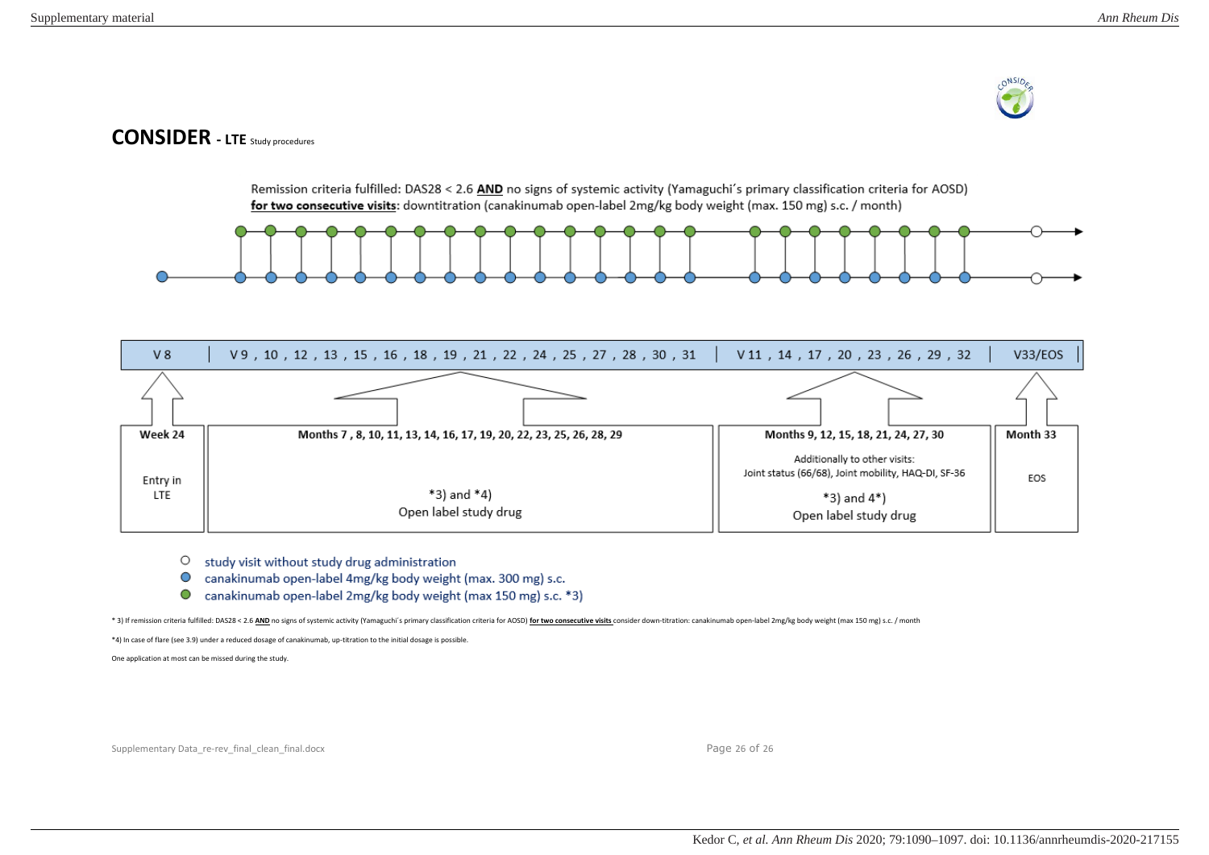# CONSIDER - LTE Study procedures

Remission criteria fulfilled: DAS28 < 2.6 **AND** no signs of systemic activity (Yamaguchi´s primary classification criteria for AOSD) **for two consecutive visits**: downtitration (canakinumab open-label 2mg/kg body weight (max. 150 mg) s.c. / month)

| V 8 | V 9 , 10 , 12 , 13 , 15 , 16 , 18 , 19 , 21 , 22 , 24 , 25 , 27 , 28 , 30 , 31 | V 11 , 14 , 17 , 20 , 23 , 26 , 29 , 32 | V33/EOS |
|---|---|---|---|
| **Week 24** | **Months 7 , 8, 10, 11, 13, 14, 16, 17, 19, 20, 22, 23, 25, 26, 28, 29** | **Months 9, 12, 15, 18, 21, 24, 27, 30** | **Month 33** |
| Entry in LTE | *3) and *4) Open label study drug | Additionally to other visits: Joint status (66/68), Joint mobility, HAQ-DI, SF-36 *3) and 4*) Open label study drug | EOS |

- ○ study visit without study drug administration
- ● (blue) canakinumab open-label 4mg/kg body weight (max. 300 mg) s.c.
- ● (green) canakinumab open-label 2mg/kg body weight (max 150 mg) s.c. *3)

* 3) If remission criteria fulfilled: DAS28 < 2.6 **AND** no signs of systemic activity (Yamaguchi´s primary classification criteria for AOSD) **for two consecutive visits** consider down-titration: canakinumab open-label 2mg/kg body weight (max 150 mg) s.c. / month

*4) In case of flare (see 3.9) under a reduced dosage of canakinumab, up-titration to the initial dosage is possible.

One application at most can be missed during the study.